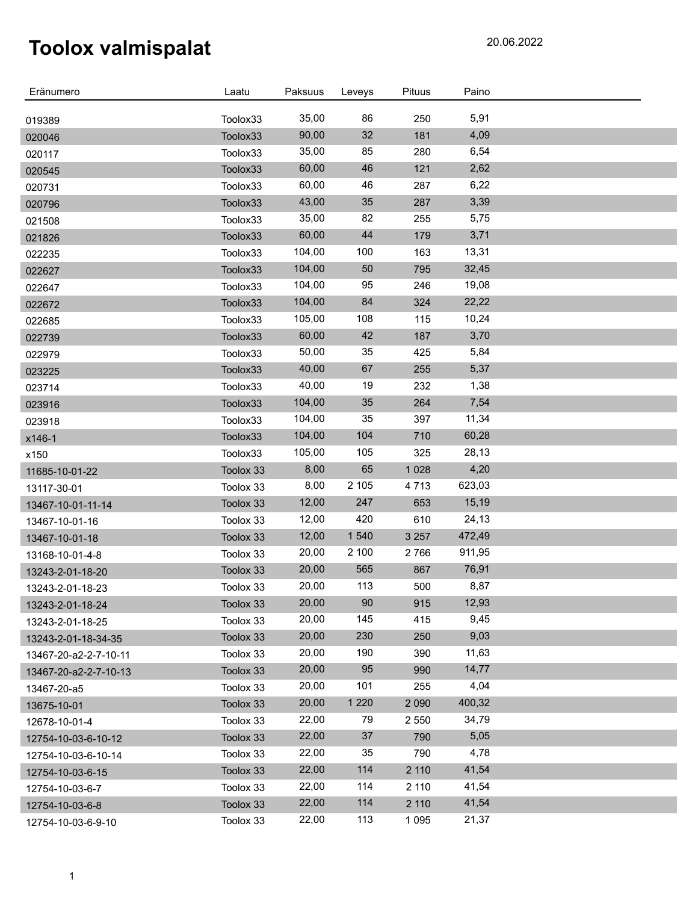# Toolox valmispalat

20.06.2022

| Eränumero | Laatu | Paksuus | Leveys | Pituus | Paino |
|---|---|---|---|---|---|
| 019389 | Toolox33 | 35,00 | 86 | 250 | 5,91 |
| 020046 | Toolox33 | 90,00 | 32 | 181 | 4,09 |
| 020117 | Toolox33 | 35,00 | 85 | 280 | 6,54 |
| 020545 | Toolox33 | 60,00 | 46 | 121 | 2,62 |
| 020731 | Toolox33 | 60,00 | 46 | 287 | 6,22 |
| 020796 | Toolox33 | 43,00 | 35 | 287 | 3,39 |
| 021508 | Toolox33 | 35,00 | 82 | 255 | 5,75 |
| 021826 | Toolox33 | 60,00 | 44 | 179 | 3,71 |
| 022235 | Toolox33 | 104,00 | 100 | 163 | 13,31 |
| 022627 | Toolox33 | 104,00 | 50 | 795 | 32,45 |
| 022647 | Toolox33 | 104,00 | 95 | 246 | 19,08 |
| 022672 | Toolox33 | 104,00 | 84 | 324 | 22,22 |
| 022685 | Toolox33 | 105,00 | 108 | 115 | 10,24 |
| 022739 | Toolox33 | 60,00 | 42 | 187 | 3,70 |
| 022979 | Toolox33 | 50,00 | 35 | 425 | 5,84 |
| 023225 | Toolox33 | 40,00 | 67 | 255 | 5,37 |
| 023714 | Toolox33 | 40,00 | 19 | 232 | 1,38 |
| 023916 | Toolox33 | 104,00 | 35 | 264 | 7,54 |
| 023918 | Toolox33 | 104,00 | 35 | 397 | 11,34 |
| x146-1 | Toolox33 | 104,00 | 104 | 710 | 60,28 |
| x150 | Toolox33 | 105,00 | 105 | 325 | 28,13 |
| 11685-10-01-22 | Toolox 33 | 8,00 | 65 | 1 028 | 4,20 |
| 13117-30-01 | Toolox 33 | 8,00 | 2 105 | 4 713 | 623,03 |
| 13467-10-01-11-14 | Toolox 33 | 12,00 | 247 | 653 | 15,19 |
| 13467-10-01-16 | Toolox 33 | 12,00 | 420 | 610 | 24,13 |
| 13467-10-01-18 | Toolox 33 | 12,00 | 1 540 | 3 257 | 472,49 |
| 13168-10-01-4-8 | Toolox 33 | 20,00 | 2 100 | 2 766 | 911,95 |
| 13243-2-01-18-20 | Toolox 33 | 20,00 | 565 | 867 | 76,91 |
| 13243-2-01-18-23 | Toolox 33 | 20,00 | 113 | 500 | 8,87 |
| 13243-2-01-18-24 | Toolox 33 | 20,00 | 90 | 915 | 12,93 |
| 13243-2-01-18-25 | Toolox 33 | 20,00 | 145 | 415 | 9,45 |
| 13243-2-01-18-34-35 | Toolox 33 | 20,00 | 230 | 250 | 9,03 |
| 13467-20-a2-2-7-10-11 | Toolox 33 | 20,00 | 190 | 390 | 11,63 |
| 13467-20-a2-2-7-10-13 | Toolox 33 | 20,00 | 95 | 990 | 14,77 |
| 13467-20-a5 | Toolox 33 | 20,00 | 101 | 255 | 4,04 |
| 13675-10-01 | Toolox 33 | 20,00 | 1 220 | 2 090 | 400,32 |
| 12678-10-01-4 | Toolox 33 | 22,00 | 79 | 2 550 | 34,79 |
| 12754-10-03-6-10-12 | Toolox 33 | 22,00 | 37 | 790 | 5,05 |
| 12754-10-03-6-10-14 | Toolox 33 | 22,00 | 35 | 790 | 4,78 |
| 12754-10-03-6-15 | Toolox 33 | 22,00 | 114 | 2 110 | 41,54 |
| 12754-10-03-6-7 | Toolox 33 | 22,00 | 114 | 2 110 | 41,54 |
| 12754-10-03-6-8 | Toolox 33 | 22,00 | 114 | 2 110 | 41,54 |
| 12754-10-03-6-9-10 | Toolox 33 | 22,00 | 113 | 1 095 | 21,37 |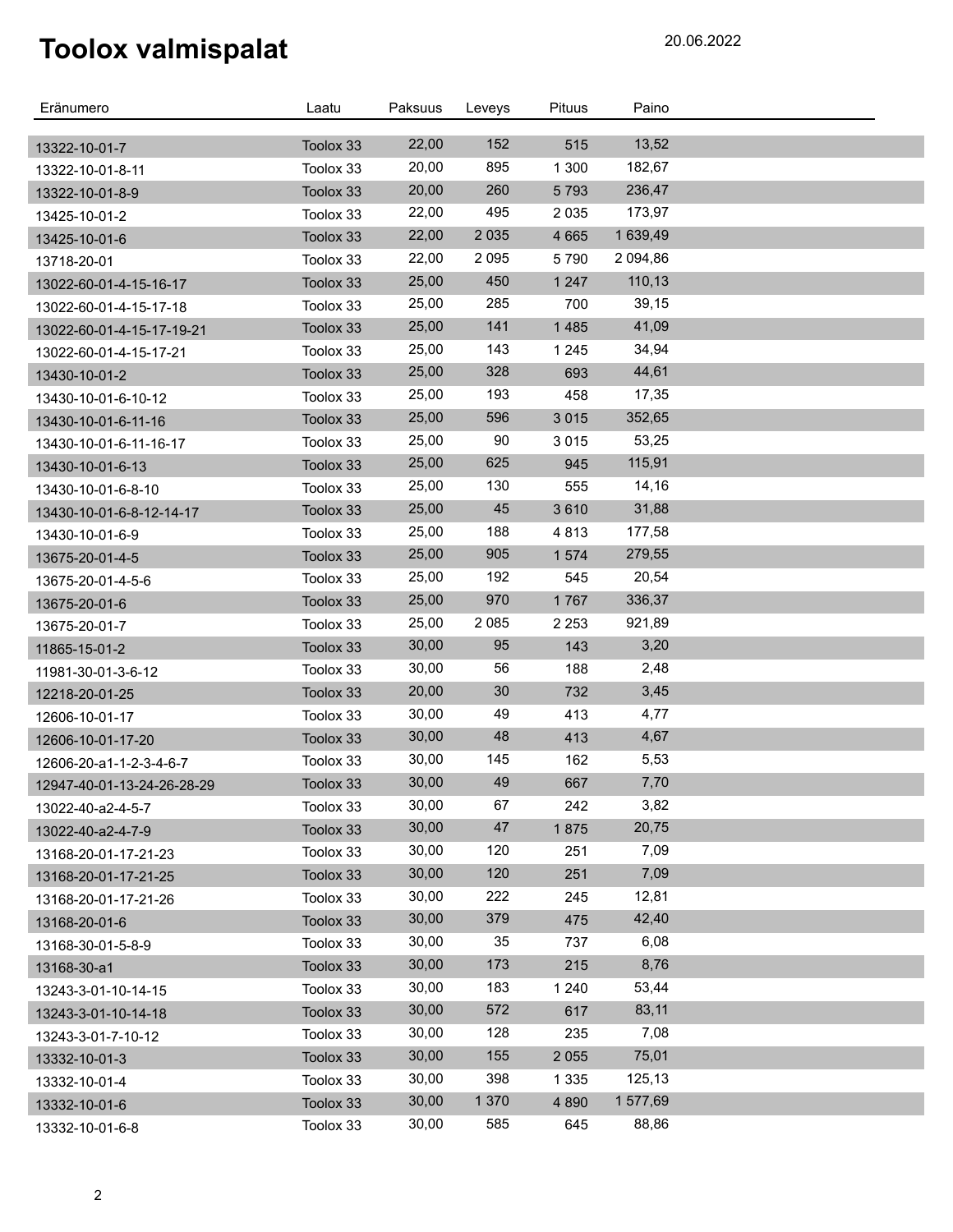# Toolox valmispalat

20.06.2022

| Eränumero | Laatu | Paksuus | Leveys | Pituus | Paino |
|---|---|---|---|---|---|
| 13322-10-01-7 | Toolox 33 | 22,00 | 152 | 515 | 13,52 |
| 13322-10-01-8-11 | Toolox 33 | 20,00 | 895 | 1 300 | 182,67 |
| 13322-10-01-8-9 | Toolox 33 | 20,00 | 260 | 5 793 | 236,47 |
| 13425-10-01-2 | Toolox 33 | 22,00 | 495 | 2 035 | 173,97 |
| 13425-10-01-6 | Toolox 33 | 22,00 | 2 035 | 4 665 | 1 639,49 |
| 13718-20-01 | Toolox 33 | 22,00 | 2 095 | 5 790 | 2 094,86 |
| 13022-60-01-4-15-16-17 | Toolox 33 | 25,00 | 450 | 1 247 | 110,13 |
| 13022-60-01-4-15-17-18 | Toolox 33 | 25,00 | 285 | 700 | 39,15 |
| 13022-60-01-4-15-17-19-21 | Toolox 33 | 25,00 | 141 | 1 485 | 41,09 |
| 13022-60-01-4-15-17-21 | Toolox 33 | 25,00 | 143 | 1 245 | 34,94 |
| 13430-10-01-2 | Toolox 33 | 25,00 | 328 | 693 | 44,61 |
| 13430-10-01-6-10-12 | Toolox 33 | 25,00 | 193 | 458 | 17,35 |
| 13430-10-01-6-11-16 | Toolox 33 | 25,00 | 596 | 3 015 | 352,65 |
| 13430-10-01-6-11-16-17 | Toolox 33 | 25,00 | 90 | 3 015 | 53,25 |
| 13430-10-01-6-13 | Toolox 33 | 25,00 | 625 | 945 | 115,91 |
| 13430-10-01-6-8-10 | Toolox 33 | 25,00 | 130 | 555 | 14,16 |
| 13430-10-01-6-8-12-14-17 | Toolox 33 | 25,00 | 45 | 3 610 | 31,88 |
| 13430-10-01-6-9 | Toolox 33 | 25,00 | 188 | 4 813 | 177,58 |
| 13675-20-01-4-5 | Toolox 33 | 25,00 | 905 | 1 574 | 279,55 |
| 13675-20-01-4-5-6 | Toolox 33 | 25,00 | 192 | 545 | 20,54 |
| 13675-20-01-6 | Toolox 33 | 25,00 | 970 | 1 767 | 336,37 |
| 13675-20-01-7 | Toolox 33 | 25,00 | 2 085 | 2 253 | 921,89 |
| 11865-15-01-2 | Toolox 33 | 30,00 | 95 | 143 | 3,20 |
| 11981-30-01-3-6-12 | Toolox 33 | 30,00 | 56 | 188 | 2,48 |
| 12218-20-01-25 | Toolox 33 | 20,00 | 30 | 732 | 3,45 |
| 12606-10-01-17 | Toolox 33 | 30,00 | 49 | 413 | 4,77 |
| 12606-10-01-17-20 | Toolox 33 | 30,00 | 48 | 413 | 4,67 |
| 12606-20-a1-1-2-3-4-6-7 | Toolox 33 | 30,00 | 145 | 162 | 5,53 |
| 12947-40-01-13-24-26-28-29 | Toolox 33 | 30,00 | 49 | 667 | 7,70 |
| 13022-40-a2-4-5-7 | Toolox 33 | 30,00 | 67 | 242 | 3,82 |
| 13022-40-a2-4-7-9 | Toolox 33 | 30,00 | 47 | 1 875 | 20,75 |
| 13168-20-01-17-21-23 | Toolox 33 | 30,00 | 120 | 251 | 7,09 |
| 13168-20-01-17-21-25 | Toolox 33 | 30,00 | 120 | 251 | 7,09 |
| 13168-20-01-17-21-26 | Toolox 33 | 30,00 | 222 | 245 | 12,81 |
| 13168-20-01-6 | Toolox 33 | 30,00 | 379 | 475 | 42,40 |
| 13168-30-01-5-8-9 | Toolox 33 | 30,00 | 35 | 737 | 6,08 |
| 13168-30-a1 | Toolox 33 | 30,00 | 173 | 215 | 8,76 |
| 13243-3-01-10-14-15 | Toolox 33 | 30,00 | 183 | 1 240 | 53,44 |
| 13243-3-01-10-14-18 | Toolox 33 | 30,00 | 572 | 617 | 83,11 |
| 13243-3-01-7-10-12 | Toolox 33 | 30,00 | 128 | 235 | 7,08 |
| 13332-10-01-3 | Toolox 33 | 30,00 | 155 | 2 055 | 75,01 |
| 13332-10-01-4 | Toolox 33 | 30,00 | 398 | 1 335 | 125,13 |
| 13332-10-01-6 | Toolox 33 | 30,00 | 1 370 | 4 890 | 1 577,69 |
| 13332-10-01-6-8 | Toolox 33 | 30,00 | 585 | 645 | 88,86 |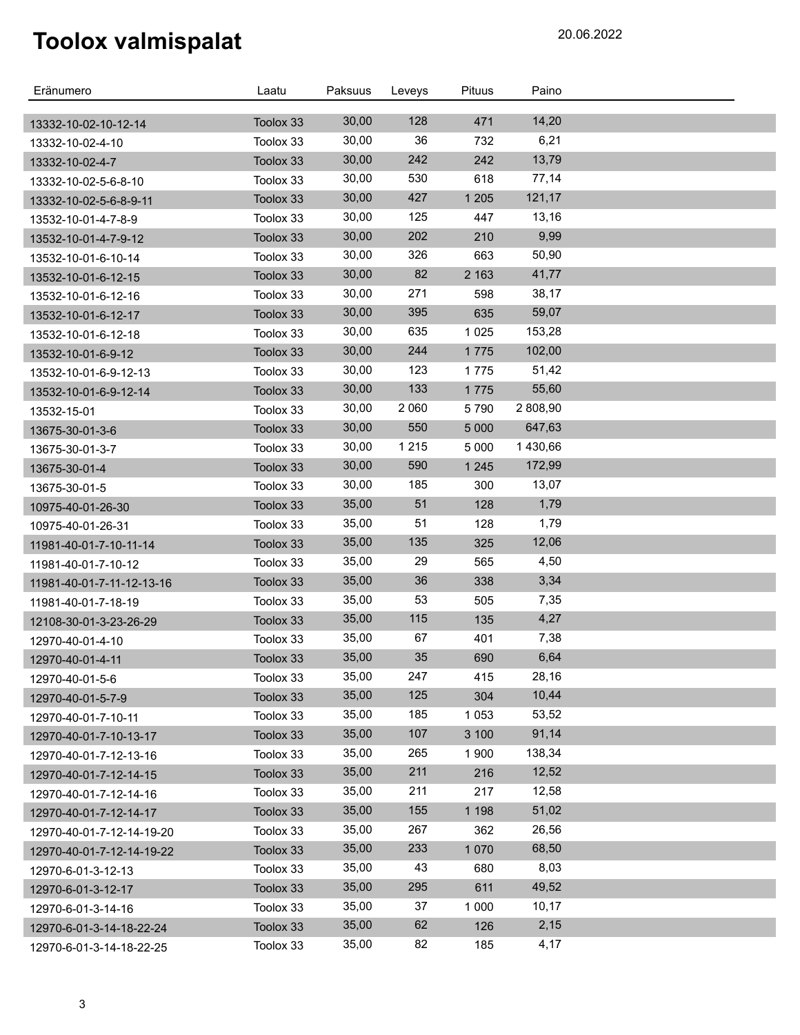# Toolox valmispalat

20.06.2022

| Eränumero | Laatu | Paksuus | Leveys | Pituus | Paino |
|---|---|---|---|---|---|
| 13332-10-02-10-12-14 | Toolox 33 | 30,00 | 128 | 471 | 14,20 |
| 13332-10-02-4-10 | Toolox 33 | 30,00 | 36 | 732 | 6,21 |
| 13332-10-02-4-7 | Toolox 33 | 30,00 | 242 | 242 | 13,79 |
| 13332-10-02-5-6-8-10 | Toolox 33 | 30,00 | 530 | 618 | 77,14 |
| 13332-10-02-5-6-8-9-11 | Toolox 33 | 30,00 | 427 | 1 205 | 121,17 |
| 13532-10-01-4-7-8-9 | Toolox 33 | 30,00 | 125 | 447 | 13,16 |
| 13532-10-01-4-7-9-12 | Toolox 33 | 30,00 | 202 | 210 | 9,99 |
| 13532-10-01-6-10-14 | Toolox 33 | 30,00 | 326 | 663 | 50,90 |
| 13532-10-01-6-12-15 | Toolox 33 | 30,00 | 82 | 2 163 | 41,77 |
| 13532-10-01-6-12-16 | Toolox 33 | 30,00 | 271 | 598 | 38,17 |
| 13532-10-01-6-12-17 | Toolox 33 | 30,00 | 395 | 635 | 59,07 |
| 13532-10-01-6-12-18 | Toolox 33 | 30,00 | 635 | 1 025 | 153,28 |
| 13532-10-01-6-9-12 | Toolox 33 | 30,00 | 244 | 1 775 | 102,00 |
| 13532-10-01-6-9-12-13 | Toolox 33 | 30,00 | 123 | 1 775 | 51,42 |
| 13532-10-01-6-9-12-14 | Toolox 33 | 30,00 | 133 | 1 775 | 55,60 |
| 13532-15-01 | Toolox 33 | 30,00 | 2 060 | 5 790 | 2 808,90 |
| 13675-30-01-3-6 | Toolox 33 | 30,00 | 550 | 5 000 | 647,63 |
| 13675-30-01-3-7 | Toolox 33 | 30,00 | 1 215 | 5 000 | 1 430,66 |
| 13675-30-01-4 | Toolox 33 | 30,00 | 590 | 1 245 | 172,99 |
| 13675-30-01-5 | Toolox 33 | 30,00 | 185 | 300 | 13,07 |
| 10975-40-01-26-30 | Toolox 33 | 35,00 | 51 | 128 | 1,79 |
| 10975-40-01-26-31 | Toolox 33 | 35,00 | 51 | 128 | 1,79 |
| 11981-40-01-7-10-11-14 | Toolox 33 | 35,00 | 135 | 325 | 12,06 |
| 11981-40-01-7-10-12 | Toolox 33 | 35,00 | 29 | 565 | 4,50 |
| 11981-40-01-7-11-12-13-16 | Toolox 33 | 35,00 | 36 | 338 | 3,34 |
| 11981-40-01-7-18-19 | Toolox 33 | 35,00 | 53 | 505 | 7,35 |
| 12108-30-01-3-23-26-29 | Toolox 33 | 35,00 | 115 | 135 | 4,27 |
| 12970-40-01-4-10 | Toolox 33 | 35,00 | 67 | 401 | 7,38 |
| 12970-40-01-4-11 | Toolox 33 | 35,00 | 35 | 690 | 6,64 |
| 12970-40-01-5-6 | Toolox 33 | 35,00 | 247 | 415 | 28,16 |
| 12970-40-01-5-7-9 | Toolox 33 | 35,00 | 125 | 304 | 10,44 |
| 12970-40-01-7-10-11 | Toolox 33 | 35,00 | 185 | 1 053 | 53,52 |
| 12970-40-01-7-10-13-17 | Toolox 33 | 35,00 | 107 | 3 100 | 91,14 |
| 12970-40-01-7-12-13-16 | Toolox 33 | 35,00 | 265 | 1 900 | 138,34 |
| 12970-40-01-7-12-14-15 | Toolox 33 | 35,00 | 211 | 216 | 12,52 |
| 12970-40-01-7-12-14-16 | Toolox 33 | 35,00 | 211 | 217 | 12,58 |
| 12970-40-01-7-12-14-17 | Toolox 33 | 35,00 | 155 | 1 198 | 51,02 |
| 12970-40-01-7-12-14-19-20 | Toolox 33 | 35,00 | 267 | 362 | 26,56 |
| 12970-40-01-7-12-14-19-22 | Toolox 33 | 35,00 | 233 | 1 070 | 68,50 |
| 12970-6-01-3-12-13 | Toolox 33 | 35,00 | 43 | 680 | 8,03 |
| 12970-6-01-3-12-17 | Toolox 33 | 35,00 | 295 | 611 | 49,52 |
| 12970-6-01-3-14-16 | Toolox 33 | 35,00 | 37 | 1 000 | 10,17 |
| 12970-6-01-3-14-18-22-24 | Toolox 33 | 35,00 | 62 | 126 | 2,15 |
| 12970-6-01-3-14-18-22-25 | Toolox 33 | 35,00 | 82 | 185 | 4,17 |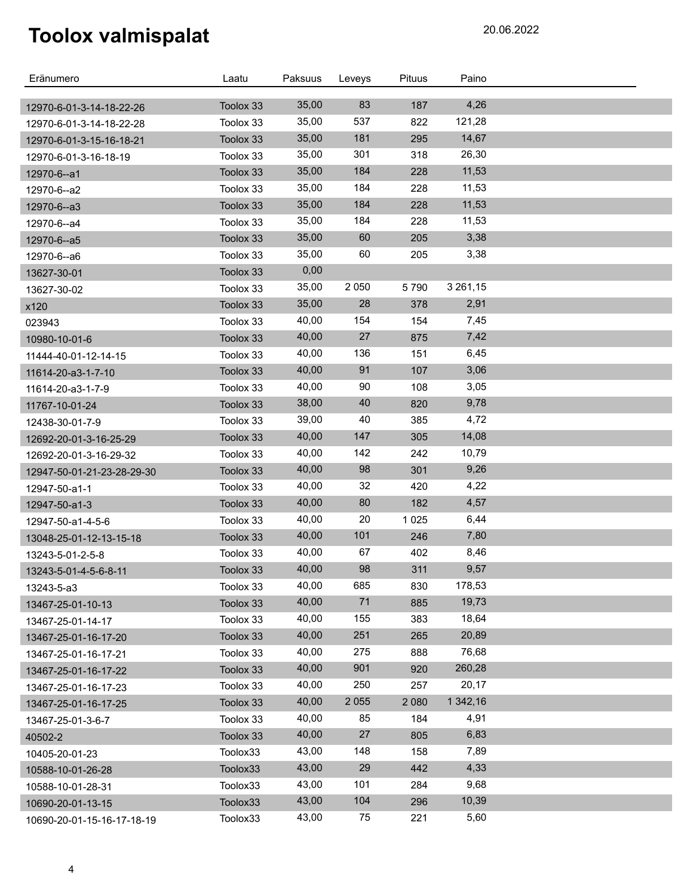# Toolox valmispalat

20.06.2022

| Eränumero | Laatu | Paksuus | Leveys | Pituus | Paino |
|---|---|---|---|---|---|
| 12970-6-01-3-14-18-22-26 | Toolox 33 | 35,00 | 83 | 187 | 4,26 |
| 12970-6-01-3-14-18-22-28 | Toolox 33 | 35,00 | 537 | 822 | 121,28 |
| 12970-6-01-3-15-16-18-21 | Toolox 33 | 35,00 | 181 | 295 | 14,67 |
| 12970-6-01-3-16-18-19 | Toolox 33 | 35,00 | 301 | 318 | 26,30 |
| 12970-6--a1 | Toolox 33 | 35,00 | 184 | 228 | 11,53 |
| 12970-6--a2 | Toolox 33 | 35,00 | 184 | 228 | 11,53 |
| 12970-6--a3 | Toolox 33 | 35,00 | 184 | 228 | 11,53 |
| 12970-6--a4 | Toolox 33 | 35,00 | 184 | 228 | 11,53 |
| 12970-6--a5 | Toolox 33 | 35,00 | 60 | 205 | 3,38 |
| 12970-6--a6 | Toolox 33 | 35,00 | 60 | 205 | 3,38 |
| 13627-30-01 | Toolox 33 | 0,00 | | | |
| 13627-30-02 | Toolox 33 | 35,00 | 2 050 | 5 790 | 3 261,15 |
| x120 | Toolox 33 | 35,00 | 28 | 378 | 2,91 |
| 023943 | Toolox 33 | 40,00 | 154 | 154 | 7,45 |
| 10980-10-01-6 | Toolox 33 | 40,00 | 27 | 875 | 7,42 |
| 11444-40-01-12-14-15 | Toolox 33 | 40,00 | 136 | 151 | 6,45 |
| 11614-20-a3-1-7-10 | Toolox 33 | 40,00 | 91 | 107 | 3,06 |
| 11614-20-a3-1-7-9 | Toolox 33 | 40,00 | 90 | 108 | 3,05 |
| 11767-10-01-24 | Toolox 33 | 38,00 | 40 | 820 | 9,78 |
| 12438-30-01-7-9 | Toolox 33 | 39,00 | 40 | 385 | 4,72 |
| 12692-20-01-3-16-25-29 | Toolox 33 | 40,00 | 147 | 305 | 14,08 |
| 12692-20-01-3-16-29-32 | Toolox 33 | 40,00 | 142 | 242 | 10,79 |
| 12947-50-01-21-23-28-29-30 | Toolox 33 | 40,00 | 98 | 301 | 9,26 |
| 12947-50-a1-1 | Toolox 33 | 40,00 | 32 | 420 | 4,22 |
| 12947-50-a1-3 | Toolox 33 | 40,00 | 80 | 182 | 4,57 |
| 12947-50-a1-4-5-6 | Toolox 33 | 40,00 | 20 | 1 025 | 6,44 |
| 13048-25-01-12-13-15-18 | Toolox 33 | 40,00 | 101 | 246 | 7,80 |
| 13243-5-01-2-5-8 | Toolox 33 | 40,00 | 67 | 402 | 8,46 |
| 13243-5-01-4-5-6-8-11 | Toolox 33 | 40,00 | 98 | 311 | 9,57 |
| 13243-5-a3 | Toolox 33 | 40,00 | 685 | 830 | 178,53 |
| 13467-25-01-10-13 | Toolox 33 | 40,00 | 71 | 885 | 19,73 |
| 13467-25-01-14-17 | Toolox 33 | 40,00 | 155 | 383 | 18,64 |
| 13467-25-01-16-17-20 | Toolox 33 | 40,00 | 251 | 265 | 20,89 |
| 13467-25-01-16-17-21 | Toolox 33 | 40,00 | 275 | 888 | 76,68 |
| 13467-25-01-16-17-22 | Toolox 33 | 40,00 | 901 | 920 | 260,28 |
| 13467-25-01-16-17-23 | Toolox 33 | 40,00 | 250 | 257 | 20,17 |
| 13467-25-01-16-17-25 | Toolox 33 | 40,00 | 2 055 | 2 080 | 1 342,16 |
| 13467-25-01-3-6-7 | Toolox 33 | 40,00 | 85 | 184 | 4,91 |
| 40502-2 | Toolox 33 | 40,00 | 27 | 805 | 6,83 |
| 10405-20-01-23 | Toolox33 | 43,00 | 148 | 158 | 7,89 |
| 10588-10-01-26-28 | Toolox33 | 43,00 | 29 | 442 | 4,33 |
| 10588-10-01-28-31 | Toolox33 | 43,00 | 101 | 284 | 9,68 |
| 10690-20-01-13-15 | Toolox33 | 43,00 | 104 | 296 | 10,39 |
| 10690-20-01-15-16-17-18-19 | Toolox33 | 43,00 | 75 | 221 | 5,60 |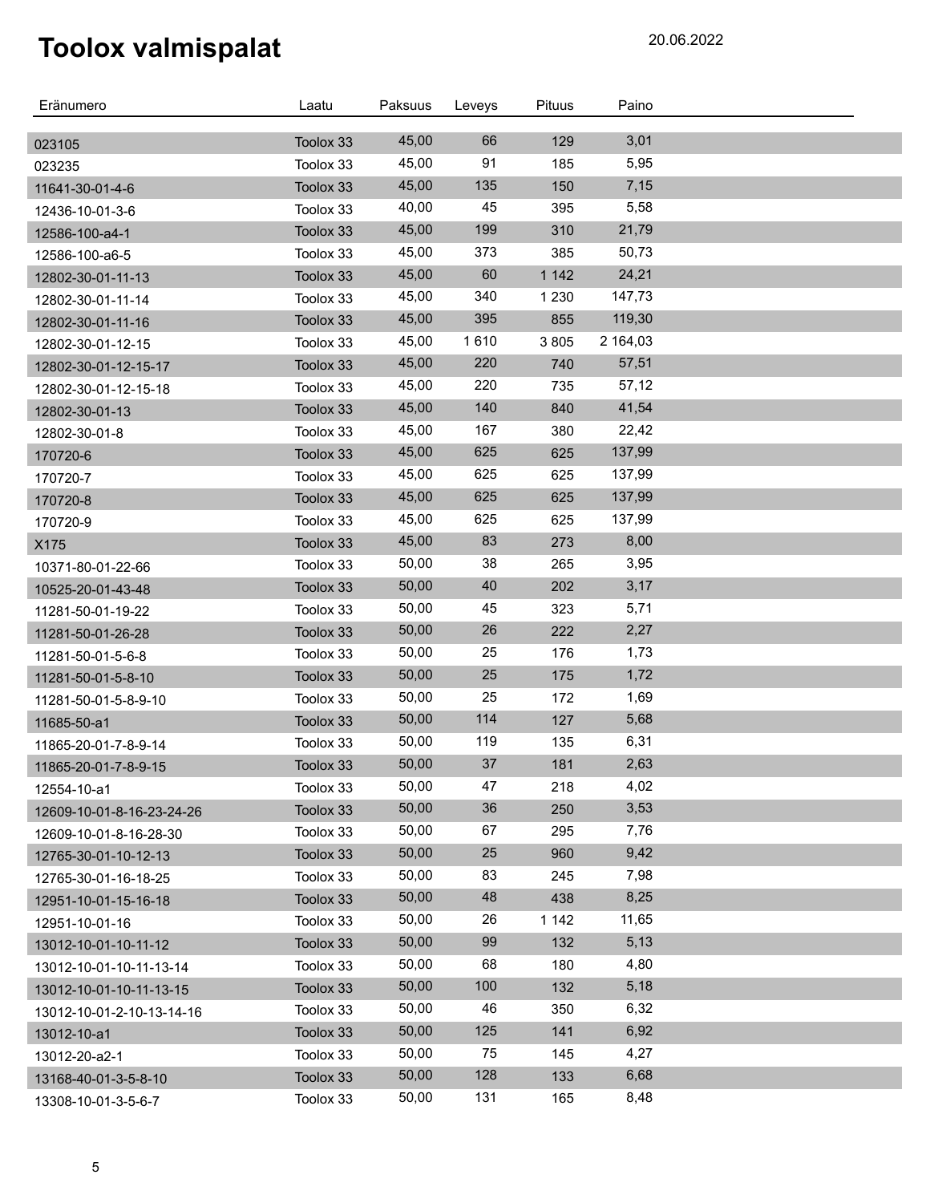# Toolox valmispalat

20.06.2022

| Eränumero | Laatu | Paksuus | Leveys | Pituus | Paino |
|---|---|---|---|---|---|
| 023105 | Toolox 33 | 45,00 | 66 | 129 | 3,01 |
| 023235 | Toolox 33 | 45,00 | 91 | 185 | 5,95 |
| 11641-30-01-4-6 | Toolox 33 | 45,00 | 135 | 150 | 7,15 |
| 12436-10-01-3-6 | Toolox 33 | 40,00 | 45 | 395 | 5,58 |
| 12586-100-a4-1 | Toolox 33 | 45,00 | 199 | 310 | 21,79 |
| 12586-100-a6-5 | Toolox 33 | 45,00 | 373 | 385 | 50,73 |
| 12802-30-01-11-13 | Toolox 33 | 45,00 | 60 | 1 142 | 24,21 |
| 12802-30-01-11-14 | Toolox 33 | 45,00 | 340 | 1 230 | 147,73 |
| 12802-30-01-11-16 | Toolox 33 | 45,00 | 395 | 855 | 119,30 |
| 12802-30-01-12-15 | Toolox 33 | 45,00 | 1 610 | 3 805 | 2 164,03 |
| 12802-30-01-12-15-17 | Toolox 33 | 45,00 | 220 | 740 | 57,51 |
| 12802-30-01-12-15-18 | Toolox 33 | 45,00 | 220 | 735 | 57,12 |
| 12802-30-01-13 | Toolox 33 | 45,00 | 140 | 840 | 41,54 |
| 12802-30-01-8 | Toolox 33 | 45,00 | 167 | 380 | 22,42 |
| 170720-6 | Toolox 33 | 45,00 | 625 | 625 | 137,99 |
| 170720-7 | Toolox 33 | 45,00 | 625 | 625 | 137,99 |
| 170720-8 | Toolox 33 | 45,00 | 625 | 625 | 137,99 |
| 170720-9 | Toolox 33 | 45,00 | 625 | 625 | 137,99 |
| X175 | Toolox 33 | 45,00 | 83 | 273 | 8,00 |
| 10371-80-01-22-66 | Toolox 33 | 50,00 | 38 | 265 | 3,95 |
| 10525-20-01-43-48 | Toolox 33 | 50,00 | 40 | 202 | 3,17 |
| 11281-50-01-19-22 | Toolox 33 | 50,00 | 45 | 323 | 5,71 |
| 11281-50-01-26-28 | Toolox 33 | 50,00 | 26 | 222 | 2,27 |
| 11281-50-01-5-6-8 | Toolox 33 | 50,00 | 25 | 176 | 1,73 |
| 11281-50-01-5-8-10 | Toolox 33 | 50,00 | 25 | 175 | 1,72 |
| 11281-50-01-5-8-9-10 | Toolox 33 | 50,00 | 25 | 172 | 1,69 |
| 11685-50-a1 | Toolox 33 | 50,00 | 114 | 127 | 5,68 |
| 11865-20-01-7-8-9-14 | Toolox 33 | 50,00 | 119 | 135 | 6,31 |
| 11865-20-01-7-8-9-15 | Toolox 33 | 50,00 | 37 | 181 | 2,63 |
| 12554-10-a1 | Toolox 33 | 50,00 | 47 | 218 | 4,02 |
| 12609-10-01-8-16-23-24-26 | Toolox 33 | 50,00 | 36 | 250 | 3,53 |
| 12609-10-01-8-16-28-30 | Toolox 33 | 50,00 | 67 | 295 | 7,76 |
| 12765-30-01-10-12-13 | Toolox 33 | 50,00 | 25 | 960 | 9,42 |
| 12765-30-01-16-18-25 | Toolox 33 | 50,00 | 83 | 245 | 7,98 |
| 12951-10-01-15-16-18 | Toolox 33 | 50,00 | 48 | 438 | 8,25 |
| 12951-10-01-16 | Toolox 33 | 50,00 | 26 | 1 142 | 11,65 |
| 13012-10-01-10-11-12 | Toolox 33 | 50,00 | 99 | 132 | 5,13 |
| 13012-10-01-10-11-13-14 | Toolox 33 | 50,00 | 68 | 180 | 4,80 |
| 13012-10-01-10-11-13-15 | Toolox 33 | 50,00 | 100 | 132 | 5,18 |
| 13012-10-01-2-10-13-14-16 | Toolox 33 | 50,00 | 46 | 350 | 6,32 |
| 13012-10-a1 | Toolox 33 | 50,00 | 125 | 141 | 6,92 |
| 13012-20-a2-1 | Toolox 33 | 50,00 | 75 | 145 | 4,27 |
| 13168-40-01-3-5-8-10 | Toolox 33 | 50,00 | 128 | 133 | 6,68 |
| 13308-10-01-3-5-6-7 | Toolox 33 | 50,00 | 131 | 165 | 8,48 |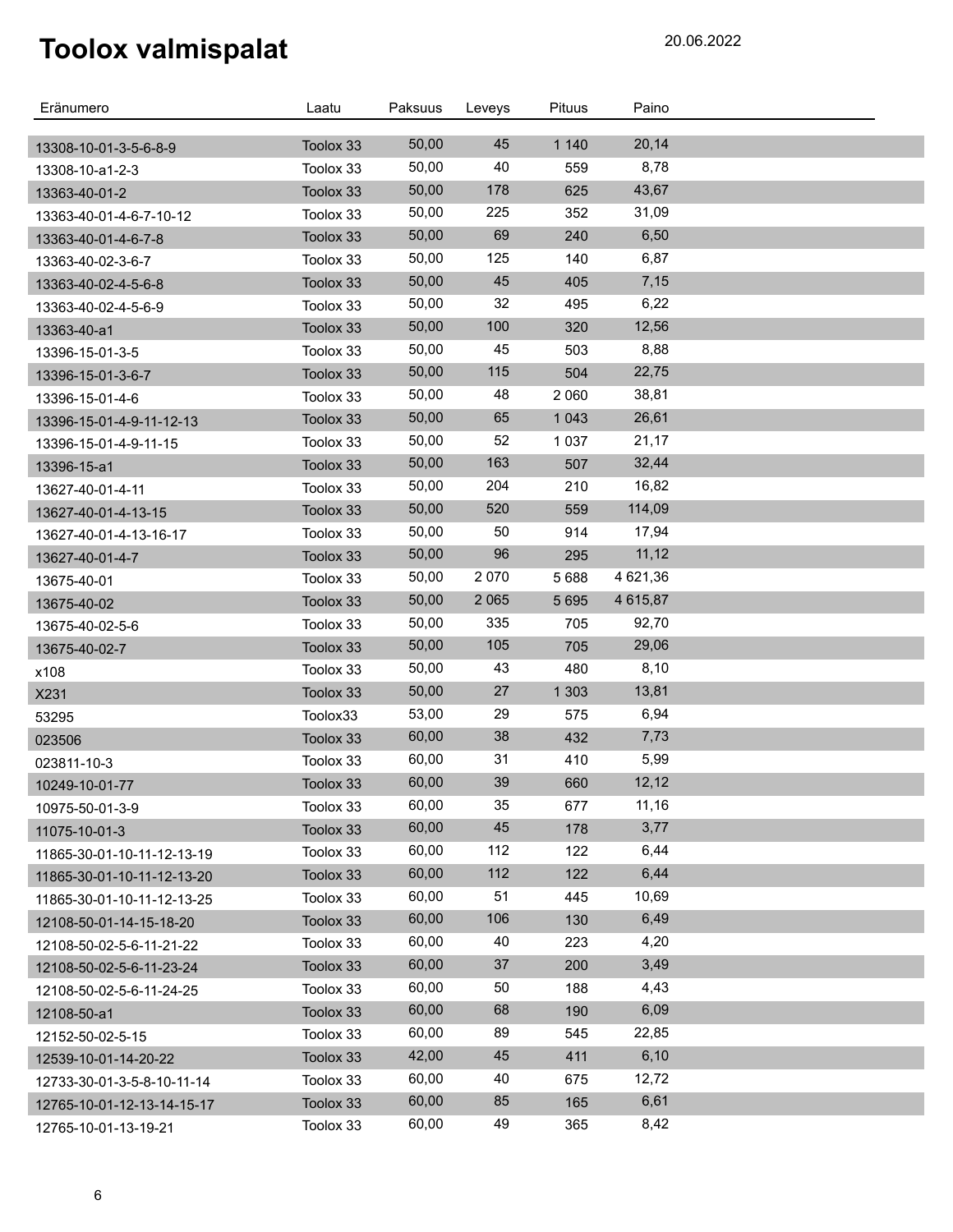# Toolox valmispalat

20.06.2022

| Eränumero | Laatu | Paksuus | Leveys | Pituus | Paino |
|---|---|---|---|---|---|
| 13308-10-01-3-5-6-8-9 | Toolox 33 | 50,00 | 45 | 1 140 | 20,14 |
| 13308-10-a1-2-3 | Toolox 33 | 50,00 | 40 | 559 | 8,78 |
| 13363-40-01-2 | Toolox 33 | 50,00 | 178 | 625 | 43,67 |
| 13363-40-01-4-6-7-10-12 | Toolox 33 | 50,00 | 225 | 352 | 31,09 |
| 13363-40-01-4-6-7-8 | Toolox 33 | 50,00 | 69 | 240 | 6,50 |
| 13363-40-02-3-6-7 | Toolox 33 | 50,00 | 125 | 140 | 6,87 |
| 13363-40-02-4-5-6-8 | Toolox 33 | 50,00 | 45 | 405 | 7,15 |
| 13363-40-02-4-5-6-9 | Toolox 33 | 50,00 | 32 | 495 | 6,22 |
| 13363-40-a1 | Toolox 33 | 50,00 | 100 | 320 | 12,56 |
| 13396-15-01-3-5 | Toolox 33 | 50,00 | 45 | 503 | 8,88 |
| 13396-15-01-3-6-7 | Toolox 33 | 50,00 | 115 | 504 | 22,75 |
| 13396-15-01-4-6 | Toolox 33 | 50,00 | 48 | 2 060 | 38,81 |
| 13396-15-01-4-9-11-12-13 | Toolox 33 | 50,00 | 65 | 1 043 | 26,61 |
| 13396-15-01-4-9-11-15 | Toolox 33 | 50,00 | 52 | 1 037 | 21,17 |
| 13396-15-a1 | Toolox 33 | 50,00 | 163 | 507 | 32,44 |
| 13627-40-01-4-11 | Toolox 33 | 50,00 | 204 | 210 | 16,82 |
| 13627-40-01-4-13-15 | Toolox 33 | 50,00 | 520 | 559 | 114,09 |
| 13627-40-01-4-13-16-17 | Toolox 33 | 50,00 | 50 | 914 | 17,94 |
| 13627-40-01-4-7 | Toolox 33 | 50,00 | 96 | 295 | 11,12 |
| 13675-40-01 | Toolox 33 | 50,00 | 2 070 | 5 688 | 4 621,36 |
| 13675-40-02 | Toolox 33 | 50,00 | 2 065 | 5 695 | 4 615,87 |
| 13675-40-02-5-6 | Toolox 33 | 50,00 | 335 | 705 | 92,70 |
| 13675-40-02-7 | Toolox 33 | 50,00 | 105 | 705 | 29,06 |
| x108 | Toolox 33 | 50,00 | 43 | 480 | 8,10 |
| X231 | Toolox 33 | 50,00 | 27 | 1 303 | 13,81 |
| 53295 | Toolox33 | 53,00 | 29 | 575 | 6,94 |
| 023506 | Toolox 33 | 60,00 | 38 | 432 | 7,73 |
| 023811-10-3 | Toolox 33 | 60,00 | 31 | 410 | 5,99 |
| 10249-10-01-77 | Toolox 33 | 60,00 | 39 | 660 | 12,12 |
| 10975-50-01-3-9 | Toolox 33 | 60,00 | 35 | 677 | 11,16 |
| 11075-10-01-3 | Toolox 33 | 60,00 | 45 | 178 | 3,77 |
| 11865-30-01-10-11-12-13-19 | Toolox 33 | 60,00 | 112 | 122 | 6,44 |
| 11865-30-01-10-11-12-13-20 | Toolox 33 | 60,00 | 112 | 122 | 6,44 |
| 11865-30-01-10-11-12-13-25 | Toolox 33 | 60,00 | 51 | 445 | 10,69 |
| 12108-50-01-14-15-18-20 | Toolox 33 | 60,00 | 106 | 130 | 6,49 |
| 12108-50-02-5-6-11-21-22 | Toolox 33 | 60,00 | 40 | 223 | 4,20 |
| 12108-50-02-5-6-11-23-24 | Toolox 33 | 60,00 | 37 | 200 | 3,49 |
| 12108-50-02-5-6-11-24-25 | Toolox 33 | 60,00 | 50 | 188 | 4,43 |
| 12108-50-a1 | Toolox 33 | 60,00 | 68 | 190 | 6,09 |
| 12152-50-02-5-15 | Toolox 33 | 60,00 | 89 | 545 | 22,85 |
| 12539-10-01-14-20-22 | Toolox 33 | 42,00 | 45 | 411 | 6,10 |
| 12733-30-01-3-5-8-10-11-14 | Toolox 33 | 60,00 | 40 | 675 | 12,72 |
| 12765-10-01-12-13-14-15-17 | Toolox 33 | 60,00 | 85 | 165 | 6,61 |
| 12765-10-01-13-19-21 | Toolox 33 | 60,00 | 49 | 365 | 8,42 |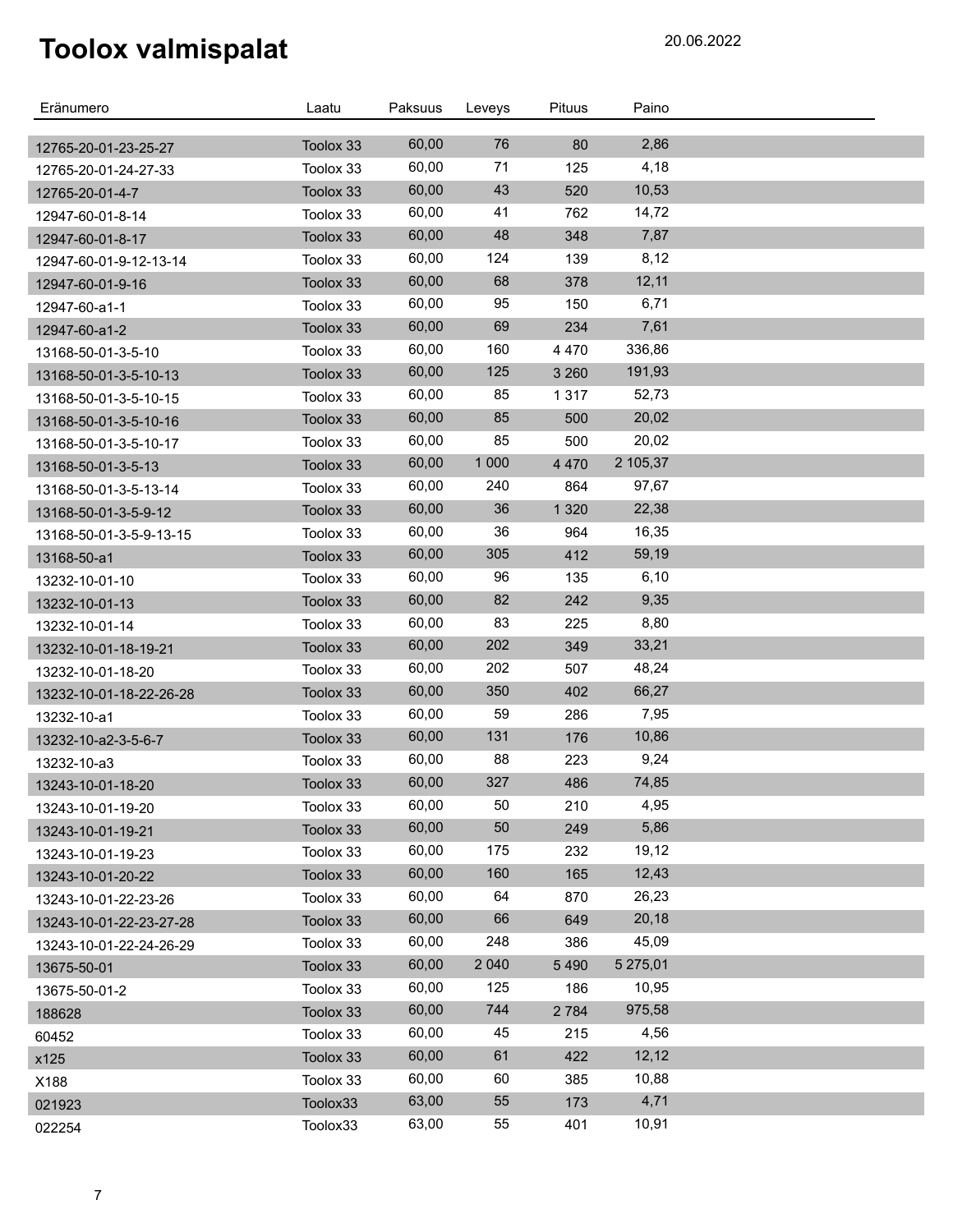# Toolox valmispalat

20.06.2022

| Eränumero | Laatu | Paksuus | Leveys | Pituus | Paino |
|---|---|---|---|---|---|
| 12765-20-01-23-25-27 | Toolox 33 | 60,00 | 76 | 80 | 2,86 |
| 12765-20-01-24-27-33 | Toolox 33 | 60,00 | 71 | 125 | 4,18 |
| 12765-20-01-4-7 | Toolox 33 | 60,00 | 43 | 520 | 10,53 |
| 12947-60-01-8-14 | Toolox 33 | 60,00 | 41 | 762 | 14,72 |
| 12947-60-01-8-17 | Toolox 33 | 60,00 | 48 | 348 | 7,87 |
| 12947-60-01-9-12-13-14 | Toolox 33 | 60,00 | 124 | 139 | 8,12 |
| 12947-60-01-9-16 | Toolox 33 | 60,00 | 68 | 378 | 12,11 |
| 12947-60-a1-1 | Toolox 33 | 60,00 | 95 | 150 | 6,71 |
| 12947-60-a1-2 | Toolox 33 | 60,00 | 69 | 234 | 7,61 |
| 13168-50-01-3-5-10 | Toolox 33 | 60,00 | 160 | 4 470 | 336,86 |
| 13168-50-01-3-5-10-13 | Toolox 33 | 60,00 | 125 | 3 260 | 191,93 |
| 13168-50-01-3-5-10-15 | Toolox 33 | 60,00 | 85 | 1 317 | 52,73 |
| 13168-50-01-3-5-10-16 | Toolox 33 | 60,00 | 85 | 500 | 20,02 |
| 13168-50-01-3-5-10-17 | Toolox 33 | 60,00 | 85 | 500 | 20,02 |
| 13168-50-01-3-5-13 | Toolox 33 | 60,00 | 1 000 | 4 470 | 2 105,37 |
| 13168-50-01-3-5-13-14 | Toolox 33 | 60,00 | 240 | 864 | 97,67 |
| 13168-50-01-3-5-9-12 | Toolox 33 | 60,00 | 36 | 1 320 | 22,38 |
| 13168-50-01-3-5-9-13-15 | Toolox 33 | 60,00 | 36 | 964 | 16,35 |
| 13168-50-a1 | Toolox 33 | 60,00 | 305 | 412 | 59,19 |
| 13232-10-01-10 | Toolox 33 | 60,00 | 96 | 135 | 6,10 |
| 13232-10-01-13 | Toolox 33 | 60,00 | 82 | 242 | 9,35 |
| 13232-10-01-14 | Toolox 33 | 60,00 | 83 | 225 | 8,80 |
| 13232-10-01-18-19-21 | Toolox 33 | 60,00 | 202 | 349 | 33,21 |
| 13232-10-01-18-20 | Toolox 33 | 60,00 | 202 | 507 | 48,24 |
| 13232-10-01-18-22-26-28 | Toolox 33 | 60,00 | 350 | 402 | 66,27 |
| 13232-10-a1 | Toolox 33 | 60,00 | 59 | 286 | 7,95 |
| 13232-10-a2-3-5-6-7 | Toolox 33 | 60,00 | 131 | 176 | 10,86 |
| 13232-10-a3 | Toolox 33 | 60,00 | 88 | 223 | 9,24 |
| 13243-10-01-18-20 | Toolox 33 | 60,00 | 327 | 486 | 74,85 |
| 13243-10-01-19-20 | Toolox 33 | 60,00 | 50 | 210 | 4,95 |
| 13243-10-01-19-21 | Toolox 33 | 60,00 | 50 | 249 | 5,86 |
| 13243-10-01-19-23 | Toolox 33 | 60,00 | 175 | 232 | 19,12 |
| 13243-10-01-20-22 | Toolox 33 | 60,00 | 160 | 165 | 12,43 |
| 13243-10-01-22-23-26 | Toolox 33 | 60,00 | 64 | 870 | 26,23 |
| 13243-10-01-22-23-27-28 | Toolox 33 | 60,00 | 66 | 649 | 20,18 |
| 13243-10-01-22-24-26-29 | Toolox 33 | 60,00 | 248 | 386 | 45,09 |
| 13675-50-01 | Toolox 33 | 60,00 | 2 040 | 5 490 | 5 275,01 |
| 13675-50-01-2 | Toolox 33 | 60,00 | 125 | 186 | 10,95 |
| 188628 | Toolox 33 | 60,00 | 744 | 2 784 | 975,58 |
| 60452 | Toolox 33 | 60,00 | 45 | 215 | 4,56 |
| x125 | Toolox 33 | 60,00 | 61 | 422 | 12,12 |
| X188 | Toolox 33 | 60,00 | 60 | 385 | 10,88 |
| 021923 | Toolox33 | 63,00 | 55 | 173 | 4,71 |
| 022254 | Toolox33 | 63,00 | 55 | 401 | 10,91 |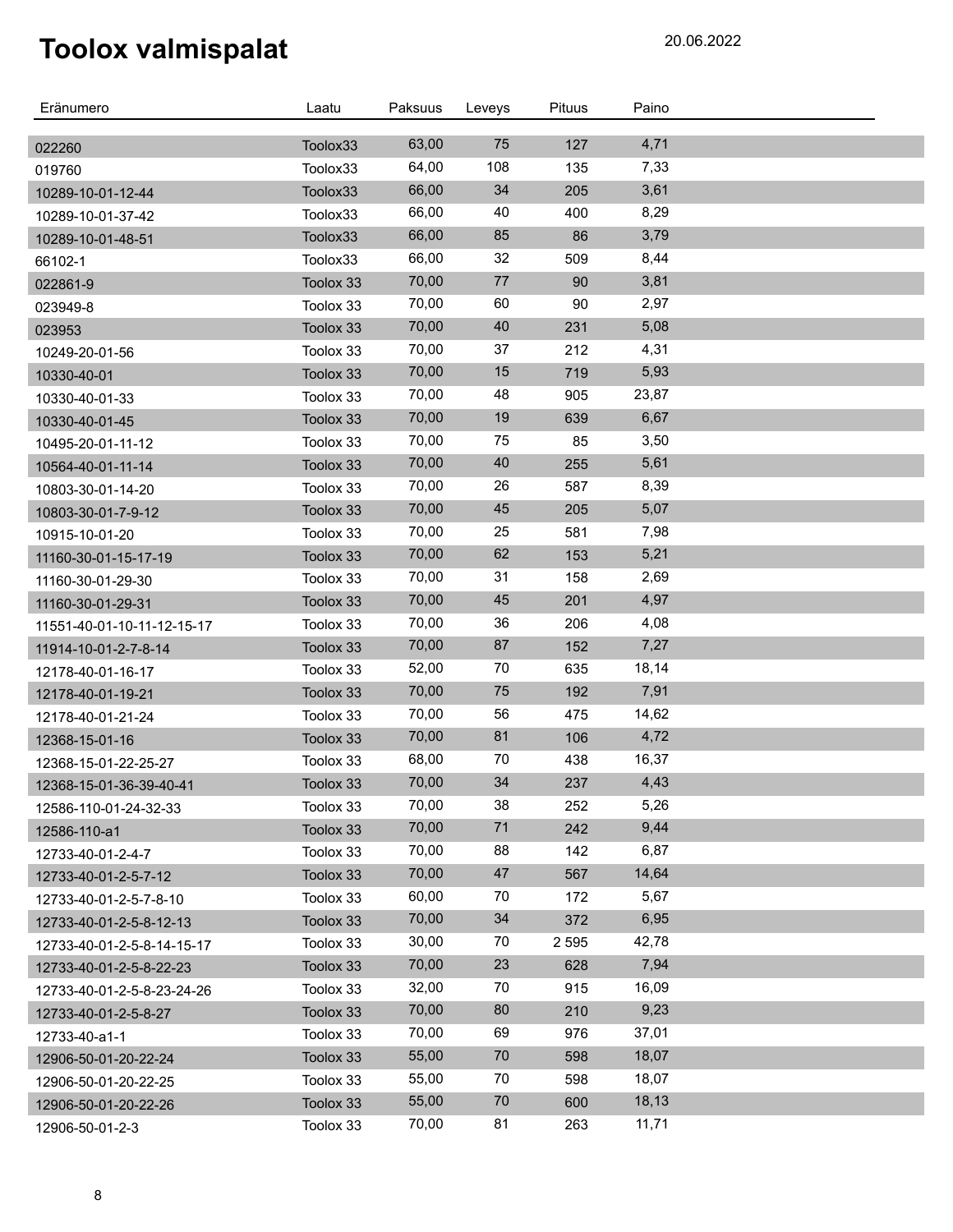# Toolox valmispalat

20.06.2022

| Eränumero | Laatu | Paksuus | Leveys | Pituus | Paino |
|---|---|---|---|---|---|
| 022260 | Toolox33 | 63,00 | 75 | 127 | 4,71 |
| 019760 | Toolox33 | 64,00 | 108 | 135 | 7,33 |
| 10289-10-01-12-44 | Toolox33 | 66,00 | 34 | 205 | 3,61 |
| 10289-10-01-37-42 | Toolox33 | 66,00 | 40 | 400 | 8,29 |
| 10289-10-01-48-51 | Toolox33 | 66,00 | 85 | 86 | 3,79 |
| 66102-1 | Toolox33 | 66,00 | 32 | 509 | 8,44 |
| 022861-9 | Toolox 33 | 70,00 | 77 | 90 | 3,81 |
| 023949-8 | Toolox 33 | 70,00 | 60 | 90 | 2,97 |
| 023953 | Toolox 33 | 70,00 | 40 | 231 | 5,08 |
| 10249-20-01-56 | Toolox 33 | 70,00 | 37 | 212 | 4,31 |
| 10330-40-01 | Toolox 33 | 70,00 | 15 | 719 | 5,93 |
| 10330-40-01-33 | Toolox 33 | 70,00 | 48 | 905 | 23,87 |
| 10330-40-01-45 | Toolox 33 | 70,00 | 19 | 639 | 6,67 |
| 10495-20-01-11-12 | Toolox 33 | 70,00 | 75 | 85 | 3,50 |
| 10564-40-01-11-14 | Toolox 33 | 70,00 | 40 | 255 | 5,61 |
| 10803-30-01-14-20 | Toolox 33 | 70,00 | 26 | 587 | 8,39 |
| 10803-30-01-7-9-12 | Toolox 33 | 70,00 | 45 | 205 | 5,07 |
| 10915-10-01-20 | Toolox 33 | 70,00 | 25 | 581 | 7,98 |
| 11160-30-01-15-17-19 | Toolox 33 | 70,00 | 62 | 153 | 5,21 |
| 11160-30-01-29-30 | Toolox 33 | 70,00 | 31 | 158 | 2,69 |
| 11160-30-01-29-31 | Toolox 33 | 70,00 | 45 | 201 | 4,97 |
| 11551-40-01-10-11-12-15-17 | Toolox 33 | 70,00 | 36 | 206 | 4,08 |
| 11914-10-01-2-7-8-14 | Toolox 33 | 70,00 | 87 | 152 | 7,27 |
| 12178-40-01-16-17 | Toolox 33 | 52,00 | 70 | 635 | 18,14 |
| 12178-40-01-19-21 | Toolox 33 | 70,00 | 75 | 192 | 7,91 |
| 12178-40-01-21-24 | Toolox 33 | 70,00 | 56 | 475 | 14,62 |
| 12368-15-01-16 | Toolox 33 | 70,00 | 81 | 106 | 4,72 |
| 12368-15-01-22-25-27 | Toolox 33 | 68,00 | 70 | 438 | 16,37 |
| 12368-15-01-36-39-40-41 | Toolox 33 | 70,00 | 34 | 237 | 4,43 |
| 12586-110-01-24-32-33 | Toolox 33 | 70,00 | 38 | 252 | 5,26 |
| 12586-110-a1 | Toolox 33 | 70,00 | 71 | 242 | 9,44 |
| 12733-40-01-2-4-7 | Toolox 33 | 70,00 | 88 | 142 | 6,87 |
| 12733-40-01-2-5-7-12 | Toolox 33 | 70,00 | 47 | 567 | 14,64 |
| 12733-40-01-2-5-7-8-10 | Toolox 33 | 60,00 | 70 | 172 | 5,67 |
| 12733-40-01-2-5-8-12-13 | Toolox 33 | 70,00 | 34 | 372 | 6,95 |
| 12733-40-01-2-5-8-14-15-17 | Toolox 33 | 30,00 | 70 | 2 595 | 42,78 |
| 12733-40-01-2-5-8-22-23 | Toolox 33 | 70,00 | 23 | 628 | 7,94 |
| 12733-40-01-2-5-8-23-24-26 | Toolox 33 | 32,00 | 70 | 915 | 16,09 |
| 12733-40-01-2-5-8-27 | Toolox 33 | 70,00 | 80 | 210 | 9,23 |
| 12733-40-a1-1 | Toolox 33 | 70,00 | 69 | 976 | 37,01 |
| 12906-50-01-20-22-24 | Toolox 33 | 55,00 | 70 | 598 | 18,07 |
| 12906-50-01-20-22-25 | Toolox 33 | 55,00 | 70 | 598 | 18,07 |
| 12906-50-01-20-22-26 | Toolox 33 | 55,00 | 70 | 600 | 18,13 |
| 12906-50-01-2-3 | Toolox 33 | 70,00 | 81 | 263 | 11,71 |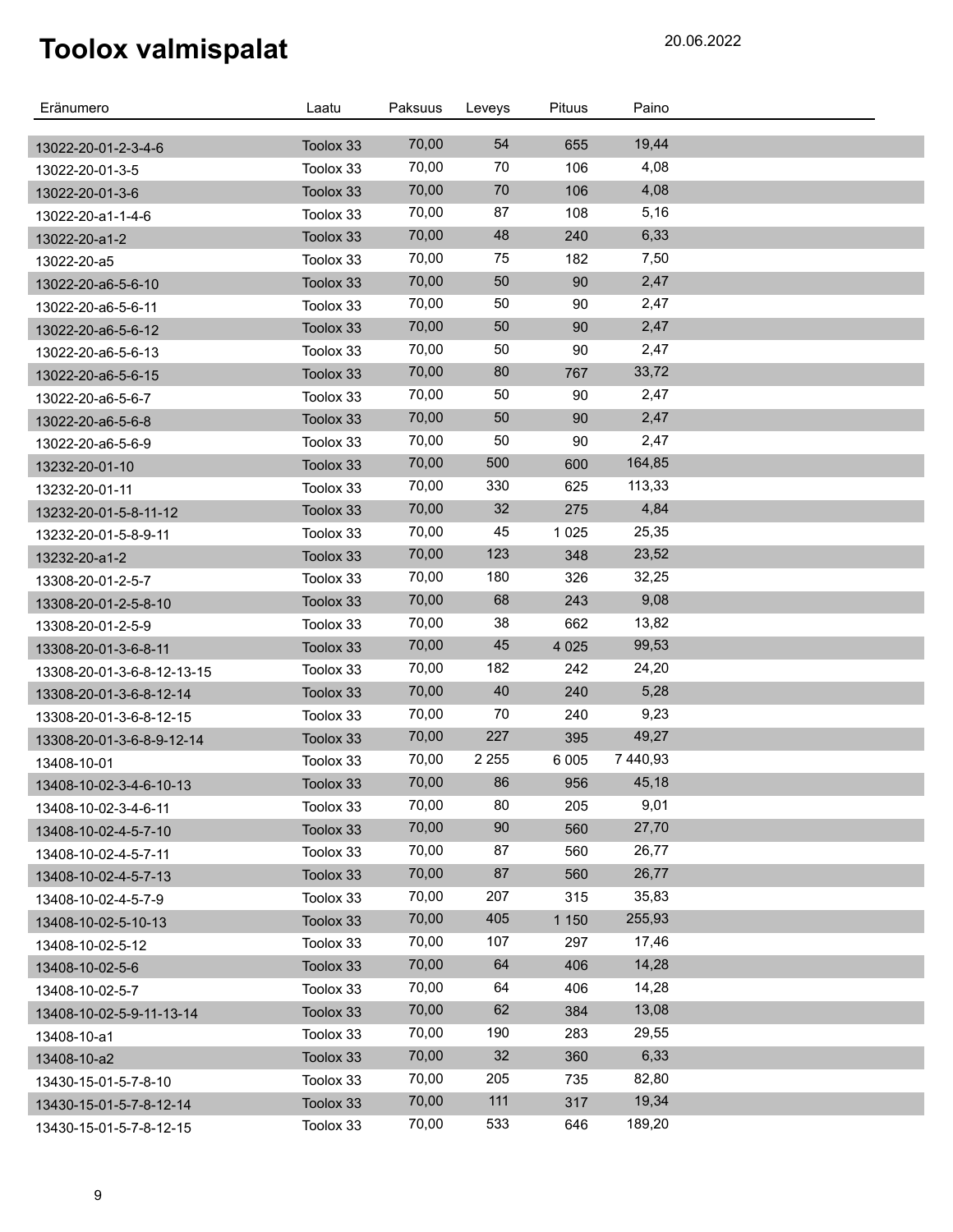# Toolox valmispalat

20.06.2022

| Eränumero | Laatu | Paksuus | Leveys | Pituus | Paino |
|---|---|---|---|---|---|
| 13022-20-01-2-3-4-6 | Toolox 33 | 70,00 | 54 | 655 | 19,44 |
| 13022-20-01-3-5 | Toolox 33 | 70,00 | 70 | 106 | 4,08 |
| 13022-20-01-3-6 | Toolox 33 | 70,00 | 70 | 106 | 4,08 |
| 13022-20-a1-1-4-6 | Toolox 33 | 70,00 | 87 | 108 | 5,16 |
| 13022-20-a1-2 | Toolox 33 | 70,00 | 48 | 240 | 6,33 |
| 13022-20-a5 | Toolox 33 | 70,00 | 75 | 182 | 7,50 |
| 13022-20-a6-5-6-10 | Toolox 33 | 70,00 | 50 | 90 | 2,47 |
| 13022-20-a6-5-6-11 | Toolox 33 | 70,00 | 50 | 90 | 2,47 |
| 13022-20-a6-5-6-12 | Toolox 33 | 70,00 | 50 | 90 | 2,47 |
| 13022-20-a6-5-6-13 | Toolox 33 | 70,00 | 50 | 90 | 2,47 |
| 13022-20-a6-5-6-15 | Toolox 33 | 70,00 | 80 | 767 | 33,72 |
| 13022-20-a6-5-6-7 | Toolox 33 | 70,00 | 50 | 90 | 2,47 |
| 13022-20-a6-5-6-8 | Toolox 33 | 70,00 | 50 | 90 | 2,47 |
| 13022-20-a6-5-6-9 | Toolox 33 | 70,00 | 50 | 90 | 2,47 |
| 13232-20-01-10 | Toolox 33 | 70,00 | 500 | 600 | 164,85 |
| 13232-20-01-11 | Toolox 33 | 70,00 | 330 | 625 | 113,33 |
| 13232-20-01-5-8-11-12 | Toolox 33 | 70,00 | 32 | 275 | 4,84 |
| 13232-20-01-5-8-9-11 | Toolox 33 | 70,00 | 45 | 1 025 | 25,35 |
| 13232-20-a1-2 | Toolox 33 | 70,00 | 123 | 348 | 23,52 |
| 13308-20-01-2-5-7 | Toolox 33 | 70,00 | 180 | 326 | 32,25 |
| 13308-20-01-2-5-8-10 | Toolox 33 | 70,00 | 68 | 243 | 9,08 |
| 13308-20-01-2-5-9 | Toolox 33 | 70,00 | 38 | 662 | 13,82 |
| 13308-20-01-3-6-8-11 | Toolox 33 | 70,00 | 45 | 4 025 | 99,53 |
| 13308-20-01-3-6-8-12-13-15 | Toolox 33 | 70,00 | 182 | 242 | 24,20 |
| 13308-20-01-3-6-8-12-14 | Toolox 33 | 70,00 | 40 | 240 | 5,28 |
| 13308-20-01-3-6-8-12-15 | Toolox 33 | 70,00 | 70 | 240 | 9,23 |
| 13308-20-01-3-6-8-9-12-14 | Toolox 33 | 70,00 | 227 | 395 | 49,27 |
| 13408-10-01 | Toolox 33 | 70,00 | 2 255 | 6 005 | 7 440,93 |
| 13408-10-02-3-4-6-10-13 | Toolox 33 | 70,00 | 86 | 956 | 45,18 |
| 13408-10-02-3-4-6-11 | Toolox 33 | 70,00 | 80 | 205 | 9,01 |
| 13408-10-02-4-5-7-10 | Toolox 33 | 70,00 | 90 | 560 | 27,70 |
| 13408-10-02-4-5-7-11 | Toolox 33 | 70,00 | 87 | 560 | 26,77 |
| 13408-10-02-4-5-7-13 | Toolox 33 | 70,00 | 87 | 560 | 26,77 |
| 13408-10-02-4-5-7-9 | Toolox 33 | 70,00 | 207 | 315 | 35,83 |
| 13408-10-02-5-10-13 | Toolox 33 | 70,00 | 405 | 1 150 | 255,93 |
| 13408-10-02-5-12 | Toolox 33 | 70,00 | 107 | 297 | 17,46 |
| 13408-10-02-5-6 | Toolox 33 | 70,00 | 64 | 406 | 14,28 |
| 13408-10-02-5-7 | Toolox 33 | 70,00 | 64 | 406 | 14,28 |
| 13408-10-02-5-9-11-13-14 | Toolox 33 | 70,00 | 62 | 384 | 13,08 |
| 13408-10-a1 | Toolox 33 | 70,00 | 190 | 283 | 29,55 |
| 13408-10-a2 | Toolox 33 | 70,00 | 32 | 360 | 6,33 |
| 13430-15-01-5-7-8-10 | Toolox 33 | 70,00 | 205 | 735 | 82,80 |
| 13430-15-01-5-7-8-12-14 | Toolox 33 | 70,00 | 111 | 317 | 19,34 |
| 13430-15-01-5-7-8-12-15 | Toolox 33 | 70,00 | 533 | 646 | 189,20 |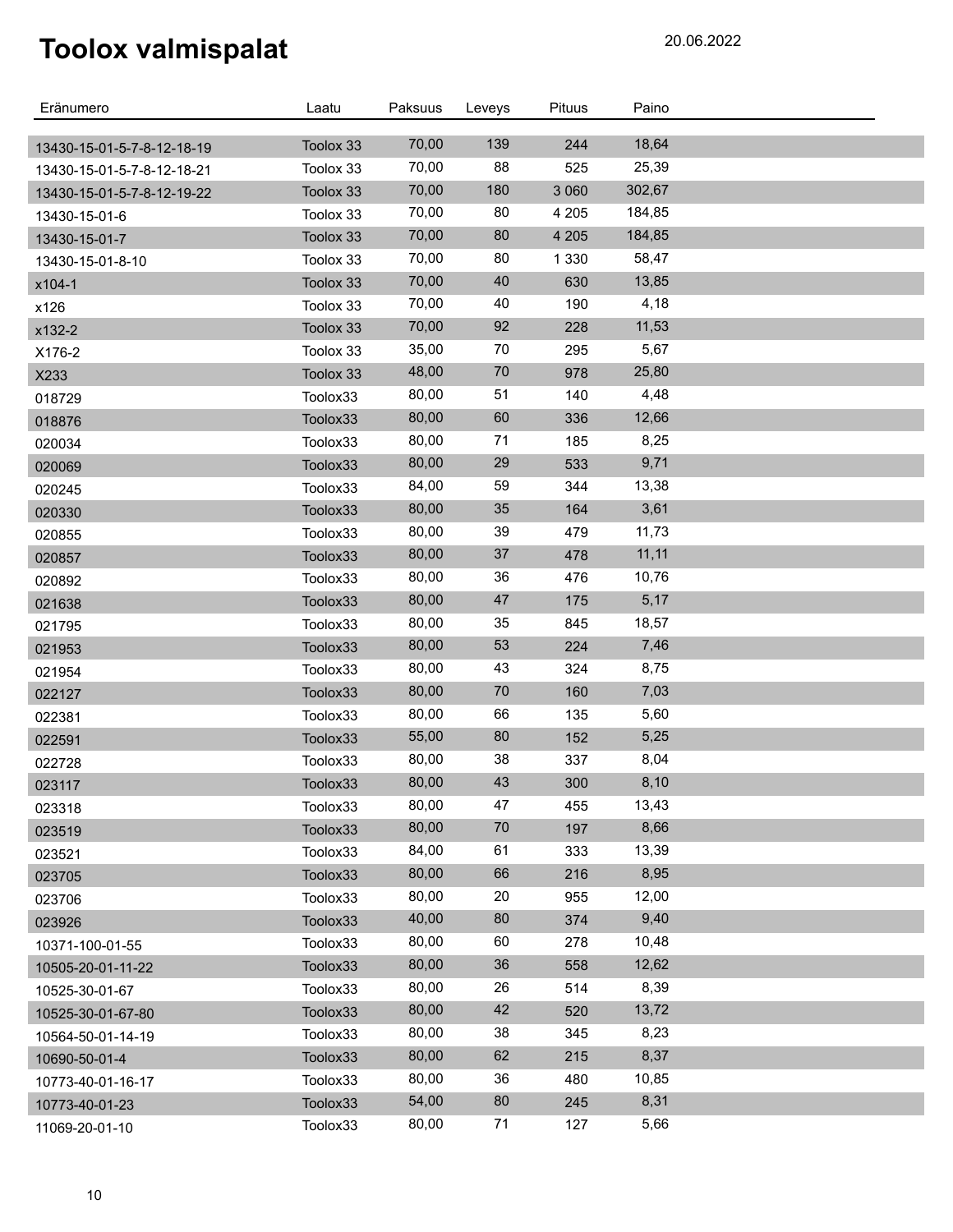# Toolox valmispalat

20.06.2022

| Eränumero | Laatu | Paksuus | Leveys | Pituus | Paino |
|---|---|---|---|---|---|
| 13430-15-01-5-7-8-12-18-19 | Toolox 33 | 70,00 | 139 | 244 | 18,64 |
| 13430-15-01-5-7-8-12-18-21 | Toolox 33 | 70,00 | 88 | 525 | 25,39 |
| 13430-15-01-5-7-8-12-19-22 | Toolox 33 | 70,00 | 180 | 3 060 | 302,67 |
| 13430-15-01-6 | Toolox 33 | 70,00 | 80 | 4 205 | 184,85 |
| 13430-15-01-7 | Toolox 33 | 70,00 | 80 | 4 205 | 184,85 |
| 13430-15-01-8-10 | Toolox 33 | 70,00 | 80 | 1 330 | 58,47 |
| x104-1 | Toolox 33 | 70,00 | 40 | 630 | 13,85 |
| x126 | Toolox 33 | 70,00 | 40 | 190 | 4,18 |
| x132-2 | Toolox 33 | 70,00 | 92 | 228 | 11,53 |
| X176-2 | Toolox 33 | 35,00 | 70 | 295 | 5,67 |
| X233 | Toolox 33 | 48,00 | 70 | 978 | 25,80 |
| 018729 | Toolox33 | 80,00 | 51 | 140 | 4,48 |
| 018876 | Toolox33 | 80,00 | 60 | 336 | 12,66 |
| 020034 | Toolox33 | 80,00 | 71 | 185 | 8,25 |
| 020069 | Toolox33 | 80,00 | 29 | 533 | 9,71 |
| 020245 | Toolox33 | 84,00 | 59 | 344 | 13,38 |
| 020330 | Toolox33 | 80,00 | 35 | 164 | 3,61 |
| 020855 | Toolox33 | 80,00 | 39 | 479 | 11,73 |
| 020857 | Toolox33 | 80,00 | 37 | 478 | 11,11 |
| 020892 | Toolox33 | 80,00 | 36 | 476 | 10,76 |
| 021638 | Toolox33 | 80,00 | 47 | 175 | 5,17 |
| 021795 | Toolox33 | 80,00 | 35 | 845 | 18,57 |
| 021953 | Toolox33 | 80,00 | 53 | 224 | 7,46 |
| 021954 | Toolox33 | 80,00 | 43 | 324 | 8,75 |
| 022127 | Toolox33 | 80,00 | 70 | 160 | 7,03 |
| 022381 | Toolox33 | 80,00 | 66 | 135 | 5,60 |
| 022591 | Toolox33 | 55,00 | 80 | 152 | 5,25 |
| 022728 | Toolox33 | 80,00 | 38 | 337 | 8,04 |
| 023117 | Toolox33 | 80,00 | 43 | 300 | 8,10 |
| 023318 | Toolox33 | 80,00 | 47 | 455 | 13,43 |
| 023519 | Toolox33 | 80,00 | 70 | 197 | 8,66 |
| 023521 | Toolox33 | 84,00 | 61 | 333 | 13,39 |
| 023705 | Toolox33 | 80,00 | 66 | 216 | 8,95 |
| 023706 | Toolox33 | 80,00 | 20 | 955 | 12,00 |
| 023926 | Toolox33 | 40,00 | 80 | 374 | 9,40 |
| 10371-100-01-55 | Toolox33 | 80,00 | 60 | 278 | 10,48 |
| 10505-20-01-11-22 | Toolox33 | 80,00 | 36 | 558 | 12,62 |
| 10525-30-01-67 | Toolox33 | 80,00 | 26 | 514 | 8,39 |
| 10525-30-01-67-80 | Toolox33 | 80,00 | 42 | 520 | 13,72 |
| 10564-50-01-14-19 | Toolox33 | 80,00 | 38 | 345 | 8,23 |
| 10690-50-01-4 | Toolox33 | 80,00 | 62 | 215 | 8,37 |
| 10773-40-01-16-17 | Toolox33 | 80,00 | 36 | 480 | 10,85 |
| 10773-40-01-23 | Toolox33 | 54,00 | 80 | 245 | 8,31 |
| 11069-20-01-10 | Toolox33 | 80,00 | 71 | 127 | 5,66 |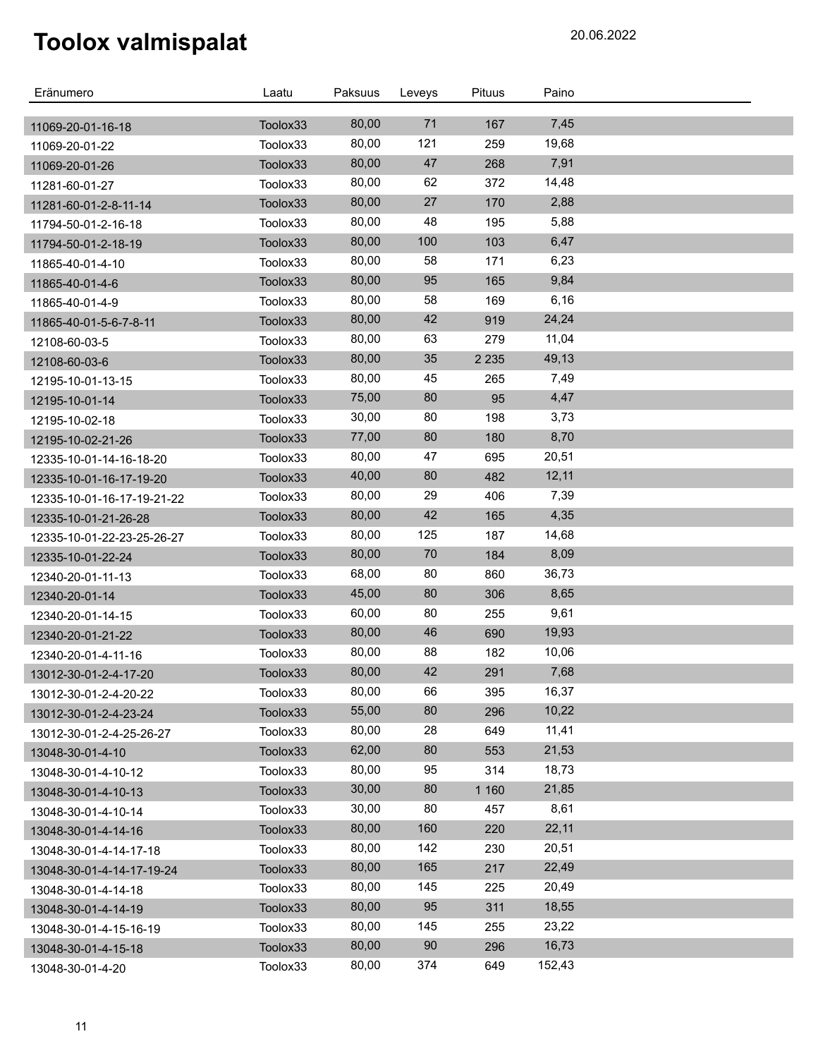# Toolox valmispalat

20.06.2022

| Eränumero | Laatu | Paksuus | Leveys | Pituus | Paino |
|---|---|---|---|---|---|
| 11069-20-01-16-18 | Toolox33 | 80,00 | 71 | 167 | 7,45 |
| 11069-20-01-22 | Toolox33 | 80,00 | 121 | 259 | 19,68 |
| 11069-20-01-26 | Toolox33 | 80,00 | 47 | 268 | 7,91 |
| 11281-60-01-27 | Toolox33 | 80,00 | 62 | 372 | 14,48 |
| 11281-60-01-2-8-11-14 | Toolox33 | 80,00 | 27 | 170 | 2,88 |
| 11794-50-01-2-16-18 | Toolox33 | 80,00 | 48 | 195 | 5,88 |
| 11794-50-01-2-18-19 | Toolox33 | 80,00 | 100 | 103 | 6,47 |
| 11865-40-01-4-10 | Toolox33 | 80,00 | 58 | 171 | 6,23 |
| 11865-40-01-4-6 | Toolox33 | 80,00 | 95 | 165 | 9,84 |
| 11865-40-01-4-9 | Toolox33 | 80,00 | 58 | 169 | 6,16 |
| 11865-40-01-5-6-7-8-11 | Toolox33 | 80,00 | 42 | 919 | 24,24 |
| 12108-60-03-5 | Toolox33 | 80,00 | 63 | 279 | 11,04 |
| 12108-60-03-6 | Toolox33 | 80,00 | 35 | 2 235 | 49,13 |
| 12195-10-01-13-15 | Toolox33 | 80,00 | 45 | 265 | 7,49 |
| 12195-10-01-14 | Toolox33 | 75,00 | 80 | 95 | 4,47 |
| 12195-10-02-18 | Toolox33 | 30,00 | 80 | 198 | 3,73 |
| 12195-10-02-21-26 | Toolox33 | 77,00 | 80 | 180 | 8,70 |
| 12335-10-01-14-16-18-20 | Toolox33 | 80,00 | 47 | 695 | 20,51 |
| 12335-10-01-16-17-19-20 | Toolox33 | 40,00 | 80 | 482 | 12,11 |
| 12335-10-01-16-17-19-21-22 | Toolox33 | 80,00 | 29 | 406 | 7,39 |
| 12335-10-01-21-26-28 | Toolox33 | 80,00 | 42 | 165 | 4,35 |
| 12335-10-01-22-23-25-26-27 | Toolox33 | 80,00 | 125 | 187 | 14,68 |
| 12335-10-01-22-24 | Toolox33 | 80,00 | 70 | 184 | 8,09 |
| 12340-20-01-11-13 | Toolox33 | 68,00 | 80 | 860 | 36,73 |
| 12340-20-01-14 | Toolox33 | 45,00 | 80 | 306 | 8,65 |
| 12340-20-01-14-15 | Toolox33 | 60,00 | 80 | 255 | 9,61 |
| 12340-20-01-21-22 | Toolox33 | 80,00 | 46 | 690 | 19,93 |
| 12340-20-01-4-11-16 | Toolox33 | 80,00 | 88 | 182 | 10,06 |
| 13012-30-01-2-4-17-20 | Toolox33 | 80,00 | 42 | 291 | 7,68 |
| 13012-30-01-2-4-20-22 | Toolox33 | 80,00 | 66 | 395 | 16,37 |
| 13012-30-01-2-4-23-24 | Toolox33 | 55,00 | 80 | 296 | 10,22 |
| 13012-30-01-2-4-25-26-27 | Toolox33 | 80,00 | 28 | 649 | 11,41 |
| 13048-30-01-4-10 | Toolox33 | 62,00 | 80 | 553 | 21,53 |
| 13048-30-01-4-10-12 | Toolox33 | 80,00 | 95 | 314 | 18,73 |
| 13048-30-01-4-10-13 | Toolox33 | 30,00 | 80 | 1 160 | 21,85 |
| 13048-30-01-4-10-14 | Toolox33 | 30,00 | 80 | 457 | 8,61 |
| 13048-30-01-4-14-16 | Toolox33 | 80,00 | 160 | 220 | 22,11 |
| 13048-30-01-4-14-17-18 | Toolox33 | 80,00 | 142 | 230 | 20,51 |
| 13048-30-01-4-14-17-19-24 | Toolox33 | 80,00 | 165 | 217 | 22,49 |
| 13048-30-01-4-14-18 | Toolox33 | 80,00 | 145 | 225 | 20,49 |
| 13048-30-01-4-14-19 | Toolox33 | 80,00 | 95 | 311 | 18,55 |
| 13048-30-01-4-15-16-19 | Toolox33 | 80,00 | 145 | 255 | 23,22 |
| 13048-30-01-4-15-18 | Toolox33 | 80,00 | 90 | 296 | 16,73 |
| 13048-30-01-4-20 | Toolox33 | 80,00 | 374 | 649 | 152,43 |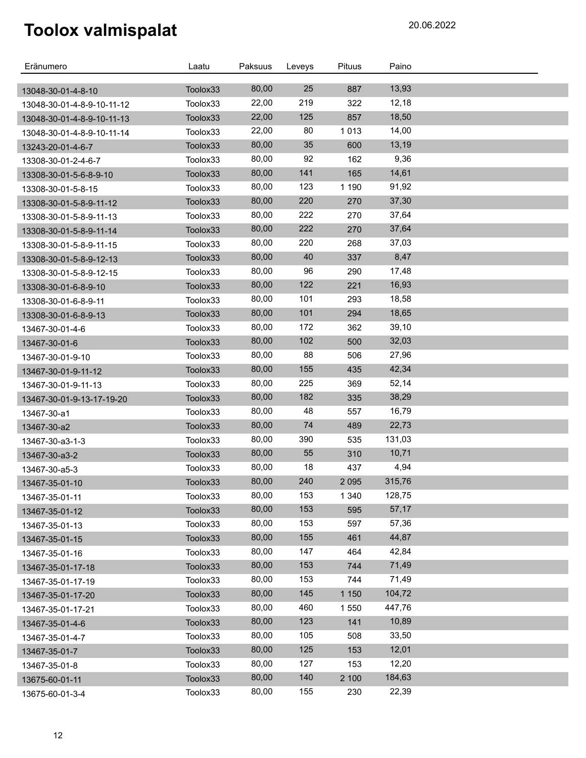# Toolox valmispalat

20.06.2022

| Eränumero | Laatu | Paksuus | Leveys | Pituus | Paino |
|---|---|---|---|---|---|
| 13048-30-01-4-8-10 | Toolox33 | 80,00 | 25 | 887 | 13,93 |
| 13048-30-01-4-8-9-10-11-12 | Toolox33 | 22,00 | 219 | 322 | 12,18 |
| 13048-30-01-4-8-9-10-11-13 | Toolox33 | 22,00 | 125 | 857 | 18,50 |
| 13048-30-01-4-8-9-10-11-14 | Toolox33 | 22,00 | 80 | 1 013 | 14,00 |
| 13243-20-01-4-6-7 | Toolox33 | 80,00 | 35 | 600 | 13,19 |
| 13308-30-01-2-4-6-7 | Toolox33 | 80,00 | 92 | 162 | 9,36 |
| 13308-30-01-5-6-8-9-10 | Toolox33 | 80,00 | 141 | 165 | 14,61 |
| 13308-30-01-5-8-15 | Toolox33 | 80,00 | 123 | 1 190 | 91,92 |
| 13308-30-01-5-8-9-11-12 | Toolox33 | 80,00 | 220 | 270 | 37,30 |
| 13308-30-01-5-8-9-11-13 | Toolox33 | 80,00 | 222 | 270 | 37,64 |
| 13308-30-01-5-8-9-11-14 | Toolox33 | 80,00 | 222 | 270 | 37,64 |
| 13308-30-01-5-8-9-11-15 | Toolox33 | 80,00 | 220 | 268 | 37,03 |
| 13308-30-01-5-8-9-12-13 | Toolox33 | 80,00 | 40 | 337 | 8,47 |
| 13308-30-01-5-8-9-12-15 | Toolox33 | 80,00 | 96 | 290 | 17,48 |
| 13308-30-01-6-8-9-10 | Toolox33 | 80,00 | 122 | 221 | 16,93 |
| 13308-30-01-6-8-9-11 | Toolox33 | 80,00 | 101 | 293 | 18,58 |
| 13308-30-01-6-8-9-13 | Toolox33 | 80,00 | 101 | 294 | 18,65 |
| 13467-30-01-4-6 | Toolox33 | 80,00 | 172 | 362 | 39,10 |
| 13467-30-01-6 | Toolox33 | 80,00 | 102 | 500 | 32,03 |
| 13467-30-01-9-10 | Toolox33 | 80,00 | 88 | 506 | 27,96 |
| 13467-30-01-9-11-12 | Toolox33 | 80,00 | 155 | 435 | 42,34 |
| 13467-30-01-9-11-13 | Toolox33 | 80,00 | 225 | 369 | 52,14 |
| 13467-30-01-9-13-17-19-20 | Toolox33 | 80,00 | 182 | 335 | 38,29 |
| 13467-30-a1 | Toolox33 | 80,00 | 48 | 557 | 16,79 |
| 13467-30-a2 | Toolox33 | 80,00 | 74 | 489 | 22,73 |
| 13467-30-a3-1-3 | Toolox33 | 80,00 | 390 | 535 | 131,03 |
| 13467-30-a3-2 | Toolox33 | 80,00 | 55 | 310 | 10,71 |
| 13467-30-a5-3 | Toolox33 | 80,00 | 18 | 437 | 4,94 |
| 13467-35-01-10 | Toolox33 | 80,00 | 240 | 2 095 | 315,76 |
| 13467-35-01-11 | Toolox33 | 80,00 | 153 | 1 340 | 128,75 |
| 13467-35-01-12 | Toolox33 | 80,00 | 153 | 595 | 57,17 |
| 13467-35-01-13 | Toolox33 | 80,00 | 153 | 597 | 57,36 |
| 13467-35-01-15 | Toolox33 | 80,00 | 155 | 461 | 44,87 |
| 13467-35-01-16 | Toolox33 | 80,00 | 147 | 464 | 42,84 |
| 13467-35-01-17-18 | Toolox33 | 80,00 | 153 | 744 | 71,49 |
| 13467-35-01-17-19 | Toolox33 | 80,00 | 153 | 744 | 71,49 |
| 13467-35-01-17-20 | Toolox33 | 80,00 | 145 | 1 150 | 104,72 |
| 13467-35-01-17-21 | Toolox33 | 80,00 | 460 | 1 550 | 447,76 |
| 13467-35-01-4-6 | Toolox33 | 80,00 | 123 | 141 | 10,89 |
| 13467-35-01-4-7 | Toolox33 | 80,00 | 105 | 508 | 33,50 |
| 13467-35-01-7 | Toolox33 | 80,00 | 125 | 153 | 12,01 |
| 13467-35-01-8 | Toolox33 | 80,00 | 127 | 153 | 12,20 |
| 13675-60-01-11 | Toolox33 | 80,00 | 140 | 2 100 | 184,63 |
| 13675-60-01-3-4 | Toolox33 | 80,00 | 155 | 230 | 22,39 |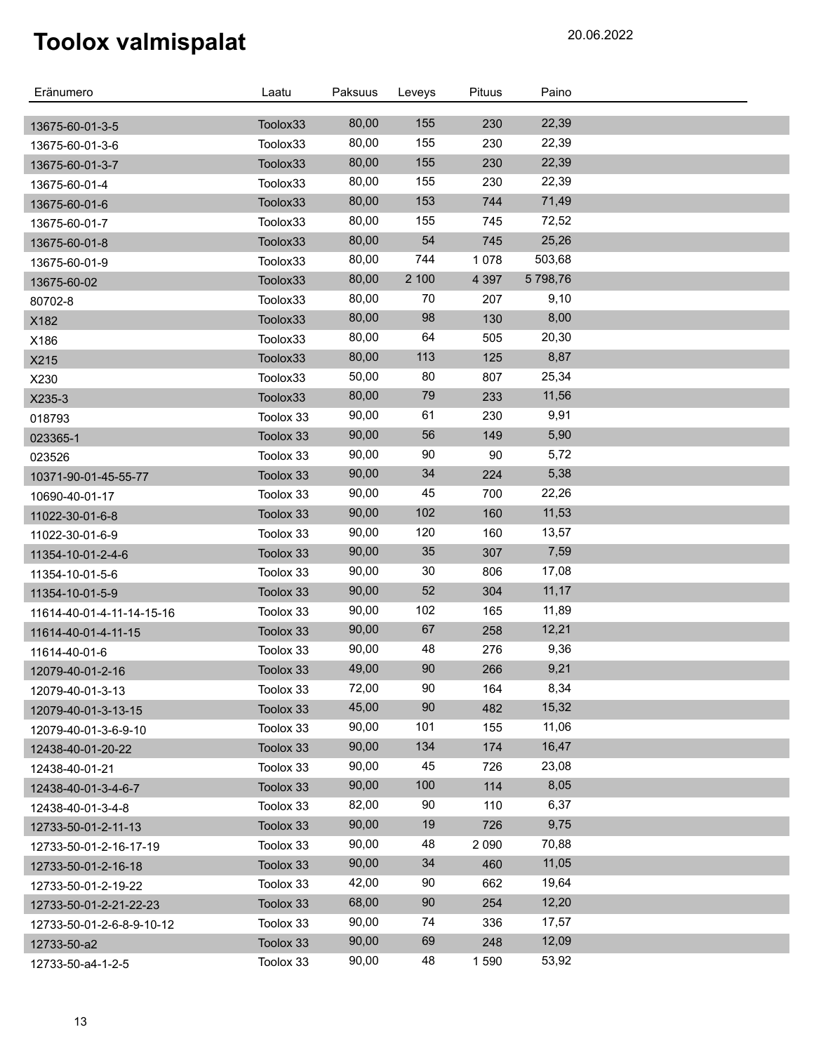# Toolox valmispalat

20.06.2022

| Eränumero | Laatu | Paksuus | Leveys | Pituus | Paino |
|---|---|---|---|---|---|
| 13675-60-01-3-5 | Toolox33 | 80,00 | 155 | 230 | 22,39 |
| 13675-60-01-3-6 | Toolox33 | 80,00 | 155 | 230 | 22,39 |
| 13675-60-01-3-7 | Toolox33 | 80,00 | 155 | 230 | 22,39 |
| 13675-60-01-4 | Toolox33 | 80,00 | 155 | 230 | 22,39 |
| 13675-60-01-6 | Toolox33 | 80,00 | 153 | 744 | 71,49 |
| 13675-60-01-7 | Toolox33 | 80,00 | 155 | 745 | 72,52 |
| 13675-60-01-8 | Toolox33 | 80,00 | 54 | 745 | 25,26 |
| 13675-60-01-9 | Toolox33 | 80,00 | 744 | 1 078 | 503,68 |
| 13675-60-02 | Toolox33 | 80,00 | 2 100 | 4 397 | 5 798,76 |
| 80702-8 | Toolox33 | 80,00 | 70 | 207 | 9,10 |
| X182 | Toolox33 | 80,00 | 98 | 130 | 8,00 |
| X186 | Toolox33 | 80,00 | 64 | 505 | 20,30 |
| X215 | Toolox33 | 80,00 | 113 | 125 | 8,87 |
| X230 | Toolox33 | 50,00 | 80 | 807 | 25,34 |
| X235-3 | Toolox33 | 80,00 | 79 | 233 | 11,56 |
| 018793 | Toolox 33 | 90,00 | 61 | 230 | 9,91 |
| 023365-1 | Toolox 33 | 90,00 | 56 | 149 | 5,90 |
| 023526 | Toolox 33 | 90,00 | 90 | 90 | 5,72 |
| 10371-90-01-45-55-77 | Toolox 33 | 90,00 | 34 | 224 | 5,38 |
| 10690-40-01-17 | Toolox 33 | 90,00 | 45 | 700 | 22,26 |
| 11022-30-01-6-8 | Toolox 33 | 90,00 | 102 | 160 | 11,53 |
| 11022-30-01-6-9 | Toolox 33 | 90,00 | 120 | 160 | 13,57 |
| 11354-10-01-2-4-6 | Toolox 33 | 90,00 | 35 | 307 | 7,59 |
| 11354-10-01-5-6 | Toolox 33 | 90,00 | 30 | 806 | 17,08 |
| 11354-10-01-5-9 | Toolox 33 | 90,00 | 52 | 304 | 11,17 |
| 11614-40-01-4-11-14-15-16 | Toolox 33 | 90,00 | 102 | 165 | 11,89 |
| 11614-40-01-4-11-15 | Toolox 33 | 90,00 | 67 | 258 | 12,21 |
| 11614-40-01-6 | Toolox 33 | 90,00 | 48 | 276 | 9,36 |
| 12079-40-01-2-16 | Toolox 33 | 49,00 | 90 | 266 | 9,21 |
| 12079-40-01-3-13 | Toolox 33 | 72,00 | 90 | 164 | 8,34 |
| 12079-40-01-3-13-15 | Toolox 33 | 45,00 | 90 | 482 | 15,32 |
| 12079-40-01-3-6-9-10 | Toolox 33 | 90,00 | 101 | 155 | 11,06 |
| 12438-40-01-20-22 | Toolox 33 | 90,00 | 134 | 174 | 16,47 |
| 12438-40-01-21 | Toolox 33 | 90,00 | 45 | 726 | 23,08 |
| 12438-40-01-3-4-6-7 | Toolox 33 | 90,00 | 100 | 114 | 8,05 |
| 12438-40-01-3-4-8 | Toolox 33 | 82,00 | 90 | 110 | 6,37 |
| 12733-50-01-2-11-13 | Toolox 33 | 90,00 | 19 | 726 | 9,75 |
| 12733-50-01-2-16-17-19 | Toolox 33 | 90,00 | 48 | 2 090 | 70,88 |
| 12733-50-01-2-16-18 | Toolox 33 | 90,00 | 34 | 460 | 11,05 |
| 12733-50-01-2-19-22 | Toolox 33 | 42,00 | 90 | 662 | 19,64 |
| 12733-50-01-2-21-22-23 | Toolox 33 | 68,00 | 90 | 254 | 12,20 |
| 12733-50-01-2-6-8-9-10-12 | Toolox 33 | 90,00 | 74 | 336 | 17,57 |
| 12733-50-a2 | Toolox 33 | 90,00 | 69 | 248 | 12,09 |
| 12733-50-a4-1-2-5 | Toolox 33 | 90,00 | 48 | 1 590 | 53,92 |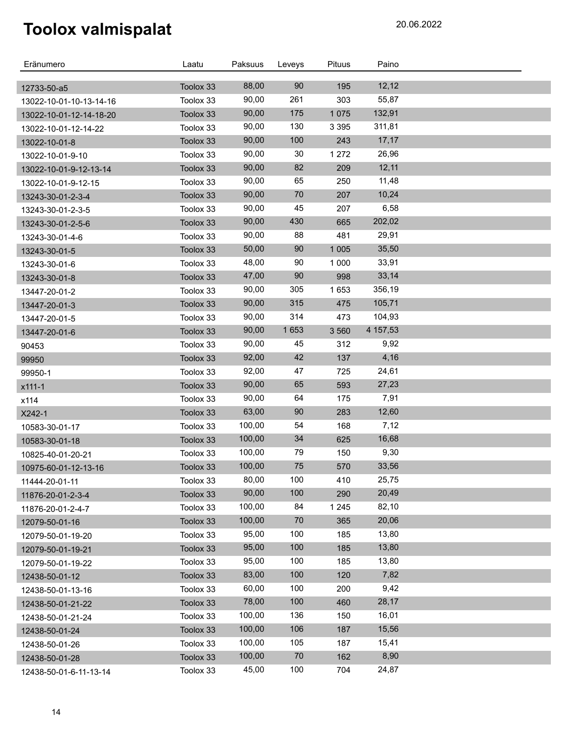# Toolox valmispalat

20.06.2022

| Eränumero | Laatu | Paksuus | Leveys | Pituus | Paino |
|---|---|---|---|---|---|
| 12733-50-a5 | Toolox 33 | 88,00 | 90 | 195 | 12,12 |
| 13022-10-01-10-13-14-16 | Toolox 33 | 90,00 | 261 | 303 | 55,87 |
| 13022-10-01-12-14-18-20 | Toolox 33 | 90,00 | 175 | 1 075 | 132,91 |
| 13022-10-01-12-14-22 | Toolox 33 | 90,00 | 130 | 3 395 | 311,81 |
| 13022-10-01-8 | Toolox 33 | 90,00 | 100 | 243 | 17,17 |
| 13022-10-01-9-10 | Toolox 33 | 90,00 | 30 | 1 272 | 26,96 |
| 13022-10-01-9-12-13-14 | Toolox 33 | 90,00 | 82 | 209 | 12,11 |
| 13022-10-01-9-12-15 | Toolox 33 | 90,00 | 65 | 250 | 11,48 |
| 13243-30-01-2-3-4 | Toolox 33 | 90,00 | 70 | 207 | 10,24 |
| 13243-30-01-2-3-5 | Toolox 33 | 90,00 | 45 | 207 | 6,58 |
| 13243-30-01-2-5-6 | Toolox 33 | 90,00 | 430 | 665 | 202,02 |
| 13243-30-01-4-6 | Toolox 33 | 90,00 | 88 | 481 | 29,91 |
| 13243-30-01-5 | Toolox 33 | 50,00 | 90 | 1 005 | 35,50 |
| 13243-30-01-6 | Toolox 33 | 48,00 | 90 | 1 000 | 33,91 |
| 13243-30-01-8 | Toolox 33 | 47,00 | 90 | 998 | 33,14 |
| 13447-20-01-2 | Toolox 33 | 90,00 | 305 | 1 653 | 356,19 |
| 13447-20-01-3 | Toolox 33 | 90,00 | 315 | 475 | 105,71 |
| 13447-20-01-5 | Toolox 33 | 90,00 | 314 | 473 | 104,93 |
| 13447-20-01-6 | Toolox 33 | 90,00 | 1 653 | 3 560 | 4 157,53 |
| 90453 | Toolox 33 | 90,00 | 45 | 312 | 9,92 |
| 99950 | Toolox 33 | 92,00 | 42 | 137 | 4,16 |
| 99950-1 | Toolox 33 | 92,00 | 47 | 725 | 24,61 |
| x111-1 | Toolox 33 | 90,00 | 65 | 593 | 27,23 |
| x114 | Toolox 33 | 90,00 | 64 | 175 | 7,91 |
| X242-1 | Toolox 33 | 63,00 | 90 | 283 | 12,60 |
| 10583-30-01-17 | Toolox 33 | 100,00 | 54 | 168 | 7,12 |
| 10583-30-01-18 | Toolox 33 | 100,00 | 34 | 625 | 16,68 |
| 10825-40-01-20-21 | Toolox 33 | 100,00 | 79 | 150 | 9,30 |
| 10975-60-01-12-13-16 | Toolox 33 | 100,00 | 75 | 570 | 33,56 |
| 11444-20-01-11 | Toolox 33 | 80,00 | 100 | 410 | 25,75 |
| 11876-20-01-2-3-4 | Toolox 33 | 90,00 | 100 | 290 | 20,49 |
| 11876-20-01-2-4-7 | Toolox 33 | 100,00 | 84 | 1 245 | 82,10 |
| 12079-50-01-16 | Toolox 33 | 100,00 | 70 | 365 | 20,06 |
| 12079-50-01-19-20 | Toolox 33 | 95,00 | 100 | 185 | 13,80 |
| 12079-50-01-19-21 | Toolox 33 | 95,00 | 100 | 185 | 13,80 |
| 12079-50-01-19-22 | Toolox 33 | 95,00 | 100 | 185 | 13,80 |
| 12438-50-01-12 | Toolox 33 | 83,00 | 100 | 120 | 7,82 |
| 12438-50-01-13-16 | Toolox 33 | 60,00 | 100 | 200 | 9,42 |
| 12438-50-01-21-22 | Toolox 33 | 78,00 | 100 | 460 | 28,17 |
| 12438-50-01-21-24 | Toolox 33 | 100,00 | 136 | 150 | 16,01 |
| 12438-50-01-24 | Toolox 33 | 100,00 | 106 | 187 | 15,56 |
| 12438-50-01-26 | Toolox 33 | 100,00 | 105 | 187 | 15,41 |
| 12438-50-01-28 | Toolox 33 | 100,00 | 70 | 162 | 8,90 |
| 12438-50-01-6-11-13-14 | Toolox 33 | 45,00 | 100 | 704 | 24,87 |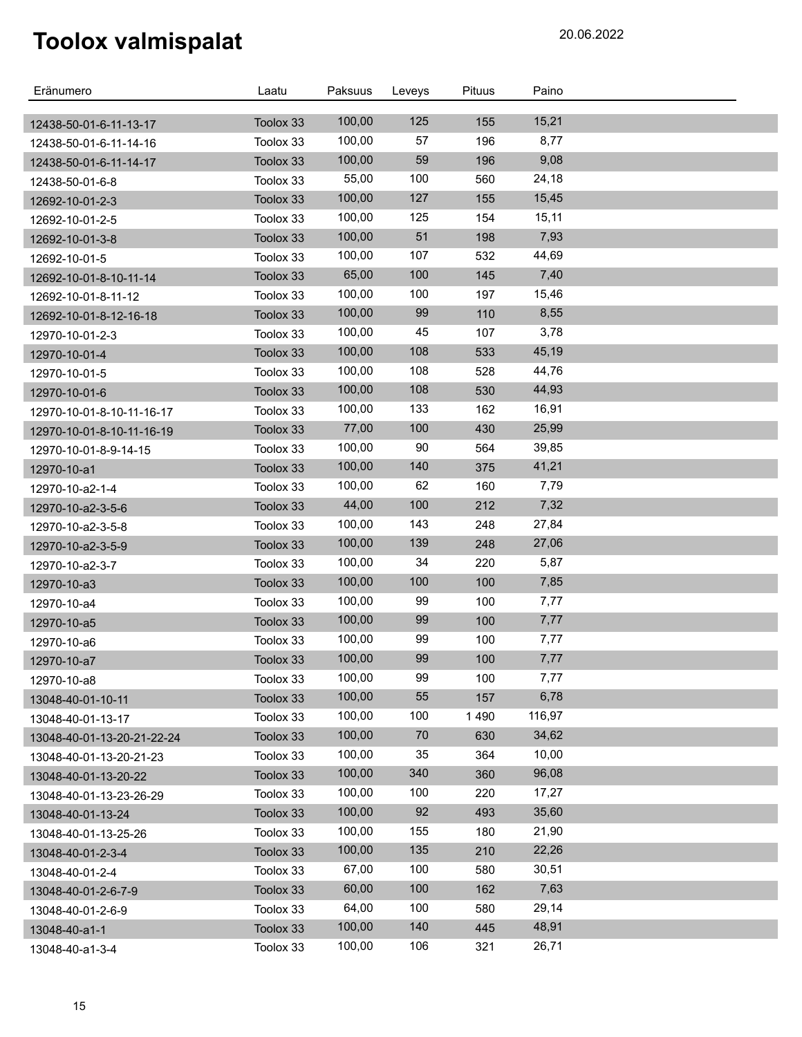# Toolox valmispalat

20.06.2022

| Eränumero | Laatu | Paksuus | Leveys | Pituus | Paino |
|---|---|---|---|---|---|
| 12438-50-01-6-11-13-17 | Toolox 33 | 100,00 | 125 | 155 | 15,21 |
| 12438-50-01-6-11-14-16 | Toolox 33 | 100,00 | 57 | 196 | 8,77 |
| 12438-50-01-6-11-14-17 | Toolox 33 | 100,00 | 59 | 196 | 9,08 |
| 12438-50-01-6-8 | Toolox 33 | 55,00 | 100 | 560 | 24,18 |
| 12692-10-01-2-3 | Toolox 33 | 100,00 | 127 | 155 | 15,45 |
| 12692-10-01-2-5 | Toolox 33 | 100,00 | 125 | 154 | 15,11 |
| 12692-10-01-3-8 | Toolox 33 | 100,00 | 51 | 198 | 7,93 |
| 12692-10-01-5 | Toolox 33 | 100,00 | 107 | 532 | 44,69 |
| 12692-10-01-8-10-11-14 | Toolox 33 | 65,00 | 100 | 145 | 7,40 |
| 12692-10-01-8-11-12 | Toolox 33 | 100,00 | 100 | 197 | 15,46 |
| 12692-10-01-8-12-16-18 | Toolox 33 | 100,00 | 99 | 110 | 8,55 |
| 12970-10-01-2-3 | Toolox 33 | 100,00 | 45 | 107 | 3,78 |
| 12970-10-01-4 | Toolox 33 | 100,00 | 108 | 533 | 45,19 |
| 12970-10-01-5 | Toolox 33 | 100,00 | 108 | 528 | 44,76 |
| 12970-10-01-6 | Toolox 33 | 100,00 | 108 | 530 | 44,93 |
| 12970-10-01-8-10-11-16-17 | Toolox 33 | 100,00 | 133 | 162 | 16,91 |
| 12970-10-01-8-10-11-16-19 | Toolox 33 | 77,00 | 100 | 430 | 25,99 |
| 12970-10-01-8-9-14-15 | Toolox 33 | 100,00 | 90 | 564 | 39,85 |
| 12970-10-a1 | Toolox 33 | 100,00 | 140 | 375 | 41,21 |
| 12970-10-a2-1-4 | Toolox 33 | 100,00 | 62 | 160 | 7,79 |
| 12970-10-a2-3-5-6 | Toolox 33 | 44,00 | 100 | 212 | 7,32 |
| 12970-10-a2-3-5-8 | Toolox 33 | 100,00 | 143 | 248 | 27,84 |
| 12970-10-a2-3-5-9 | Toolox 33 | 100,00 | 139 | 248 | 27,06 |
| 12970-10-a2-3-7 | Toolox 33 | 100,00 | 34 | 220 | 5,87 |
| 12970-10-a3 | Toolox 33 | 100,00 | 100 | 100 | 7,85 |
| 12970-10-a4 | Toolox 33 | 100,00 | 99 | 100 | 7,77 |
| 12970-10-a5 | Toolox 33 | 100,00 | 99 | 100 | 7,77 |
| 12970-10-a6 | Toolox 33 | 100,00 | 99 | 100 | 7,77 |
| 12970-10-a7 | Toolox 33 | 100,00 | 99 | 100 | 7,77 |
| 12970-10-a8 | Toolox 33 | 100,00 | 99 | 100 | 7,77 |
| 13048-40-01-10-11 | Toolox 33 | 100,00 | 55 | 157 | 6,78 |
| 13048-40-01-13-17 | Toolox 33 | 100,00 | 100 | 1 490 | 116,97 |
| 13048-40-01-13-20-21-22-24 | Toolox 33 | 100,00 | 70 | 630 | 34,62 |
| 13048-40-01-13-20-21-23 | Toolox 33 | 100,00 | 35 | 364 | 10,00 |
| 13048-40-01-13-20-22 | Toolox 33 | 100,00 | 340 | 360 | 96,08 |
| 13048-40-01-13-23-26-29 | Toolox 33 | 100,00 | 100 | 220 | 17,27 |
| 13048-40-01-13-24 | Toolox 33 | 100,00 | 92 | 493 | 35,60 |
| 13048-40-01-13-25-26 | Toolox 33 | 100,00 | 155 | 180 | 21,90 |
| 13048-40-01-2-3-4 | Toolox 33 | 100,00 | 135 | 210 | 22,26 |
| 13048-40-01-2-4 | Toolox 33 | 67,00 | 100 | 580 | 30,51 |
| 13048-40-01-2-6-7-9 | Toolox 33 | 60,00 | 100 | 162 | 7,63 |
| 13048-40-01-2-6-9 | Toolox 33 | 64,00 | 100 | 580 | 29,14 |
| 13048-40-a1-1 | Toolox 33 | 100,00 | 140 | 445 | 48,91 |
| 13048-40-a1-3-4 | Toolox 33 | 100,00 | 106 | 321 | 26,71 |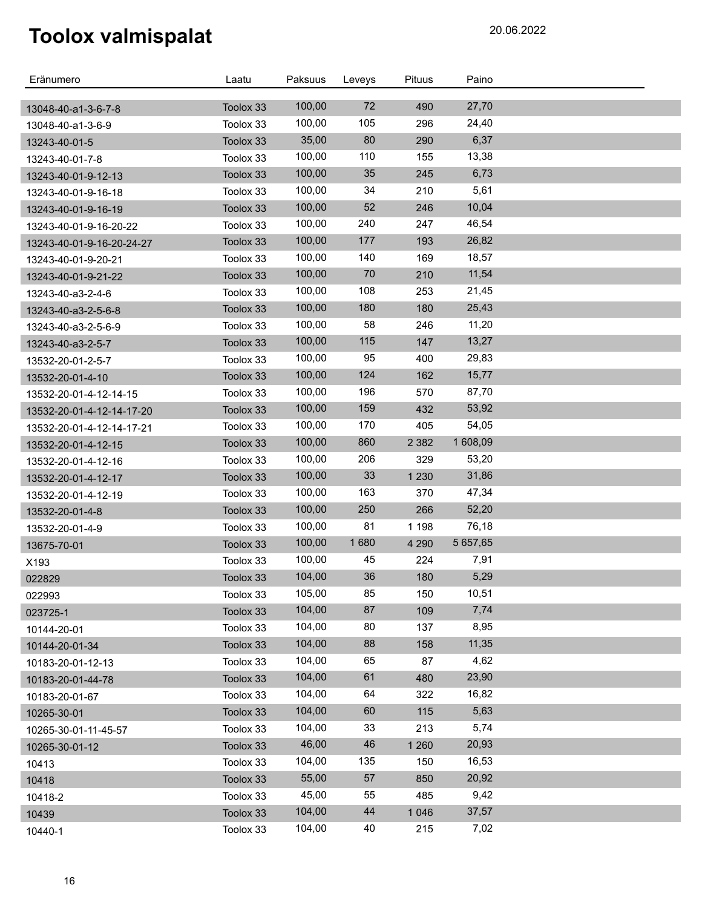# Toolox valmispalat

20.06.2022

| Eränumero | Laatu | Paksuus | Leveys | Pituus | Paino |
|---|---|---|---|---|---|
| 13048-40-a1-3-6-7-8 | Toolox 33 | 100,00 | 72 | 490 | 27,70 |
| 13048-40-a1-3-6-9 | Toolox 33 | 100,00 | 105 | 296 | 24,40 |
| 13243-40-01-5 | Toolox 33 | 35,00 | 80 | 290 | 6,37 |
| 13243-40-01-7-8 | Toolox 33 | 100,00 | 110 | 155 | 13,38 |
| 13243-40-01-9-12-13 | Toolox 33 | 100,00 | 35 | 245 | 6,73 |
| 13243-40-01-9-16-18 | Toolox 33 | 100,00 | 34 | 210 | 5,61 |
| 13243-40-01-9-16-19 | Toolox 33 | 100,00 | 52 | 246 | 10,04 |
| 13243-40-01-9-16-20-22 | Toolox 33 | 100,00 | 240 | 247 | 46,54 |
| 13243-40-01-9-16-20-24-27 | Toolox 33 | 100,00 | 177 | 193 | 26,82 |
| 13243-40-01-9-20-21 | Toolox 33 | 100,00 | 140 | 169 | 18,57 |
| 13243-40-01-9-21-22 | Toolox 33 | 100,00 | 70 | 210 | 11,54 |
| 13243-40-a3-2-4-6 | Toolox 33 | 100,00 | 108 | 253 | 21,45 |
| 13243-40-a3-2-5-6-8 | Toolox 33 | 100,00 | 180 | 180 | 25,43 |
| 13243-40-a3-2-5-6-9 | Toolox 33 | 100,00 | 58 | 246 | 11,20 |
| 13243-40-a3-2-5-7 | Toolox 33 | 100,00 | 115 | 147 | 13,27 |
| 13532-20-01-2-5-7 | Toolox 33 | 100,00 | 95 | 400 | 29,83 |
| 13532-20-01-4-10 | Toolox 33 | 100,00 | 124 | 162 | 15,77 |
| 13532-20-01-4-12-14-15 | Toolox 33 | 100,00 | 196 | 570 | 87,70 |
| 13532-20-01-4-12-14-17-20 | Toolox 33 | 100,00 | 159 | 432 | 53,92 |
| 13532-20-01-4-12-14-17-21 | Toolox 33 | 100,00 | 170 | 405 | 54,05 |
| 13532-20-01-4-12-15 | Toolox 33 | 100,00 | 860 | 2 382 | 1 608,09 |
| 13532-20-01-4-12-16 | Toolox 33 | 100,00 | 206 | 329 | 53,20 |
| 13532-20-01-4-12-17 | Toolox 33 | 100,00 | 33 | 1 230 | 31,86 |
| 13532-20-01-4-12-19 | Toolox 33 | 100,00 | 163 | 370 | 47,34 |
| 13532-20-01-4-8 | Toolox 33 | 100,00 | 250 | 266 | 52,20 |
| 13532-20-01-4-9 | Toolox 33 | 100,00 | 81 | 1 198 | 76,18 |
| 13675-70-01 | Toolox 33 | 100,00 | 1 680 | 4 290 | 5 657,65 |
| X193 | Toolox 33 | 100,00 | 45 | 224 | 7,91 |
| 022829 | Toolox 33 | 104,00 | 36 | 180 | 5,29 |
| 022993 | Toolox 33 | 105,00 | 85 | 150 | 10,51 |
| 023725-1 | Toolox 33 | 104,00 | 87 | 109 | 7,74 |
| 10144-20-01 | Toolox 33 | 104,00 | 80 | 137 | 8,95 |
| 10144-20-01-34 | Toolox 33 | 104,00 | 88 | 158 | 11,35 |
| 10183-20-01-12-13 | Toolox 33 | 104,00 | 65 | 87 | 4,62 |
| 10183-20-01-44-78 | Toolox 33 | 104,00 | 61 | 480 | 23,90 |
| 10183-20-01-67 | Toolox 33 | 104,00 | 64 | 322 | 16,82 |
| 10265-30-01 | Toolox 33 | 104,00 | 60 | 115 | 5,63 |
| 10265-30-01-11-45-57 | Toolox 33 | 104,00 | 33 | 213 | 5,74 |
| 10265-30-01-12 | Toolox 33 | 46,00 | 46 | 1 260 | 20,93 |
| 10413 | Toolox 33 | 104,00 | 135 | 150 | 16,53 |
| 10418 | Toolox 33 | 55,00 | 57 | 850 | 20,92 |
| 10418-2 | Toolox 33 | 45,00 | 55 | 485 | 9,42 |
| 10439 | Toolox 33 | 104,00 | 44 | 1 046 | 37,57 |
| 10440-1 | Toolox 33 | 104,00 | 40 | 215 | 7,02 |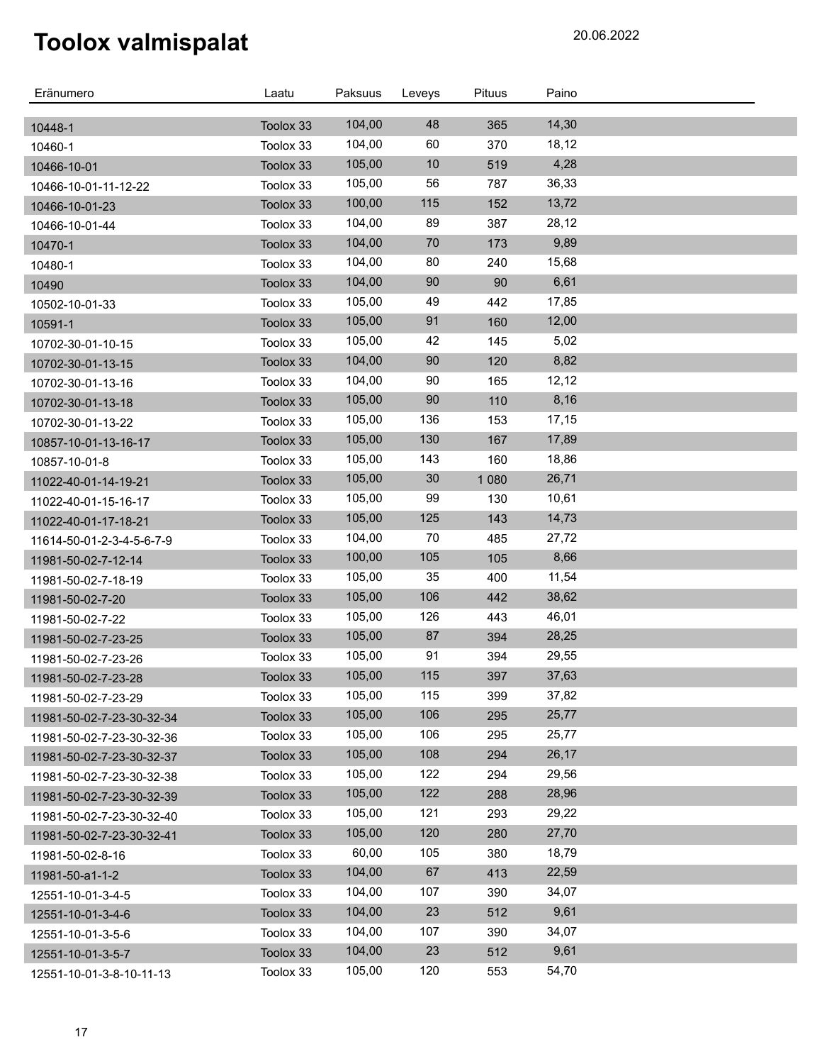# Toolox valmispalat

20.06.2022

| Eränumero | Laatu | Paksuus | Leveys | Pituus | Paino |
|---|---|---|---|---|---|
| 10448-1 | Toolox 33 | 104,00 | 48 | 365 | 14,30 |
| 10460-1 | Toolox 33 | 104,00 | 60 | 370 | 18,12 |
| 10466-10-01 | Toolox 33 | 105,00 | 10 | 519 | 4,28 |
| 10466-10-01-11-12-22 | Toolox 33 | 105,00 | 56 | 787 | 36,33 |
| 10466-10-01-23 | Toolox 33 | 100,00 | 115 | 152 | 13,72 |
| 10466-10-01-44 | Toolox 33 | 104,00 | 89 | 387 | 28,12 |
| 10470-1 | Toolox 33 | 104,00 | 70 | 173 | 9,89 |
| 10480-1 | Toolox 33 | 104,00 | 80 | 240 | 15,68 |
| 10490 | Toolox 33 | 104,00 | 90 | 90 | 6,61 |
| 10502-10-01-33 | Toolox 33 | 105,00 | 49 | 442 | 17,85 |
| 10591-1 | Toolox 33 | 105,00 | 91 | 160 | 12,00 |
| 10702-30-01-10-15 | Toolox 33 | 105,00 | 42 | 145 | 5,02 |
| 10702-30-01-13-15 | Toolox 33 | 104,00 | 90 | 120 | 8,82 |
| 10702-30-01-13-16 | Toolox 33 | 104,00 | 90 | 165 | 12,12 |
| 10702-30-01-13-18 | Toolox 33 | 105,00 | 90 | 110 | 8,16 |
| 10702-30-01-13-22 | Toolox 33 | 105,00 | 136 | 153 | 17,15 |
| 10857-10-01-13-16-17 | Toolox 33 | 105,00 | 130 | 167 | 17,89 |
| 10857-10-01-8 | Toolox 33 | 105,00 | 143 | 160 | 18,86 |
| 11022-40-01-14-19-21 | Toolox 33 | 105,00 | 30 | 1 080 | 26,71 |
| 11022-40-01-15-16-17 | Toolox 33 | 105,00 | 99 | 130 | 10,61 |
| 11022-40-01-17-18-21 | Toolox 33 | 105,00 | 125 | 143 | 14,73 |
| 11614-50-01-2-3-4-5-6-7-9 | Toolox 33 | 104,00 | 70 | 485 | 27,72 |
| 11981-50-02-7-12-14 | Toolox 33 | 100,00 | 105 | 105 | 8,66 |
| 11981-50-02-7-18-19 | Toolox 33 | 105,00 | 35 | 400 | 11,54 |
| 11981-50-02-7-20 | Toolox 33 | 105,00 | 106 | 442 | 38,62 |
| 11981-50-02-7-22 | Toolox 33 | 105,00 | 126 | 443 | 46,01 |
| 11981-50-02-7-23-25 | Toolox 33 | 105,00 | 87 | 394 | 28,25 |
| 11981-50-02-7-23-26 | Toolox 33 | 105,00 | 91 | 394 | 29,55 |
| 11981-50-02-7-23-28 | Toolox 33 | 105,00 | 115 | 397 | 37,63 |
| 11981-50-02-7-23-29 | Toolox 33 | 105,00 | 115 | 399 | 37,82 |
| 11981-50-02-7-23-30-32-34 | Toolox 33 | 105,00 | 106 | 295 | 25,77 |
| 11981-50-02-7-23-30-32-36 | Toolox 33 | 105,00 | 106 | 295 | 25,77 |
| 11981-50-02-7-23-30-32-37 | Toolox 33 | 105,00 | 108 | 294 | 26,17 |
| 11981-50-02-7-23-30-32-38 | Toolox 33 | 105,00 | 122 | 294 | 29,56 |
| 11981-50-02-7-23-30-32-39 | Toolox 33 | 105,00 | 122 | 288 | 28,96 |
| 11981-50-02-7-23-30-32-40 | Toolox 33 | 105,00 | 121 | 293 | 29,22 |
| 11981-50-02-7-23-30-32-41 | Toolox 33 | 105,00 | 120 | 280 | 27,70 |
| 11981-50-02-8-16 | Toolox 33 | 60,00 | 105 | 380 | 18,79 |
| 11981-50-a1-1-2 | Toolox 33 | 104,00 | 67 | 413 | 22,59 |
| 12551-10-01-3-4-5 | Toolox 33 | 104,00 | 107 | 390 | 34,07 |
| 12551-10-01-3-4-6 | Toolox 33 | 104,00 | 23 | 512 | 9,61 |
| 12551-10-01-3-5-6 | Toolox 33 | 104,00 | 107 | 390 | 34,07 |
| 12551-10-01-3-5-7 | Toolox 33 | 104,00 | 23 | 512 | 9,61 |
| 12551-10-01-3-8-10-11-13 | Toolox 33 | 105,00 | 120 | 553 | 54,70 |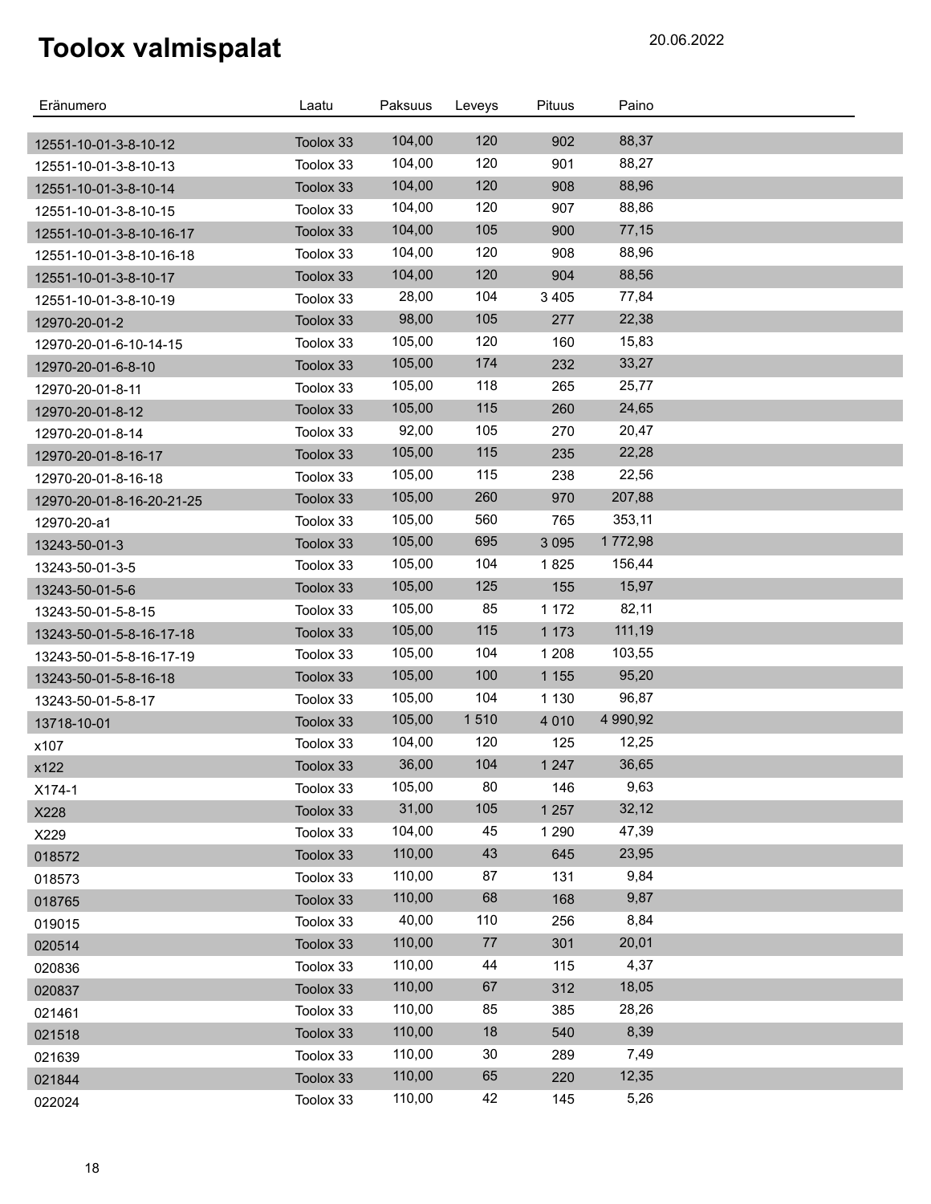# Toolox valmispalat

20.06.2022

| Eränumero | Laatu | Paksuus | Leveys | Pituus | Paino |
|---|---|---|---|---|---|
| 12551-10-01-3-8-10-12 | Toolox 33 | 104,00 | 120 | 902 | 88,37 |
| 12551-10-01-3-8-10-13 | Toolox 33 | 104,00 | 120 | 901 | 88,27 |
| 12551-10-01-3-8-10-14 | Toolox 33 | 104,00 | 120 | 908 | 88,96 |
| 12551-10-01-3-8-10-15 | Toolox 33 | 104,00 | 120 | 907 | 88,86 |
| 12551-10-01-3-8-10-16-17 | Toolox 33 | 104,00 | 105 | 900 | 77,15 |
| 12551-10-01-3-8-10-16-18 | Toolox 33 | 104,00 | 120 | 908 | 88,96 |
| 12551-10-01-3-8-10-17 | Toolox 33 | 104,00 | 120 | 904 | 88,56 |
| 12551-10-01-3-8-10-19 | Toolox 33 | 28,00 | 104 | 3 405 | 77,84 |
| 12970-20-01-2 | Toolox 33 | 98,00 | 105 | 277 | 22,38 |
| 12970-20-01-6-10-14-15 | Toolox 33 | 105,00 | 120 | 160 | 15,83 |
| 12970-20-01-6-8-10 | Toolox 33 | 105,00 | 174 | 232 | 33,27 |
| 12970-20-01-8-11 | Toolox 33 | 105,00 | 118 | 265 | 25,77 |
| 12970-20-01-8-12 | Toolox 33 | 105,00 | 115 | 260 | 24,65 |
| 12970-20-01-8-14 | Toolox 33 | 92,00 | 105 | 270 | 20,47 |
| 12970-20-01-8-16-17 | Toolox 33 | 105,00 | 115 | 235 | 22,28 |
| 12970-20-01-8-16-18 | Toolox 33 | 105,00 | 115 | 238 | 22,56 |
| 12970-20-01-8-16-20-21-25 | Toolox 33 | 105,00 | 260 | 970 | 207,88 |
| 12970-20-a1 | Toolox 33 | 105,00 | 560 | 765 | 353,11 |
| 13243-50-01-3 | Toolox 33 | 105,00 | 695 | 3 095 | 1 772,98 |
| 13243-50-01-3-5 | Toolox 33 | 105,00 | 104 | 1 825 | 156,44 |
| 13243-50-01-5-6 | Toolox 33 | 105,00 | 125 | 155 | 15,97 |
| 13243-50-01-5-8-15 | Toolox 33 | 105,00 | 85 | 1 172 | 82,11 |
| 13243-50-01-5-8-16-17-18 | Toolox 33 | 105,00 | 115 | 1 173 | 111,19 |
| 13243-50-01-5-8-16-17-19 | Toolox 33 | 105,00 | 104 | 1 208 | 103,55 |
| 13243-50-01-5-8-16-18 | Toolox 33 | 105,00 | 100 | 1 155 | 95,20 |
| 13243-50-01-5-8-17 | Toolox 33 | 105,00 | 104 | 1 130 | 96,87 |
| 13718-10-01 | Toolox 33 | 105,00 | 1 510 | 4 010 | 4 990,92 |
| x107 | Toolox 33 | 104,00 | 120 | 125 | 12,25 |
| x122 | Toolox 33 | 36,00 | 104 | 1 247 | 36,65 |
| X174-1 | Toolox 33 | 105,00 | 80 | 146 | 9,63 |
| X228 | Toolox 33 | 31,00 | 105 | 1 257 | 32,12 |
| X229 | Toolox 33 | 104,00 | 45 | 1 290 | 47,39 |
| 018572 | Toolox 33 | 110,00 | 43 | 645 | 23,95 |
| 018573 | Toolox 33 | 110,00 | 87 | 131 | 9,84 |
| 018765 | Toolox 33 | 110,00 | 68 | 168 | 9,87 |
| 019015 | Toolox 33 | 40,00 | 110 | 256 | 8,84 |
| 020514 | Toolox 33 | 110,00 | 77 | 301 | 20,01 |
| 020836 | Toolox 33 | 110,00 | 44 | 115 | 4,37 |
| 020837 | Toolox 33 | 110,00 | 67 | 312 | 18,05 |
| 021461 | Toolox 33 | 110,00 | 85 | 385 | 28,26 |
| 021518 | Toolox 33 | 110,00 | 18 | 540 | 8,39 |
| 021639 | Toolox 33 | 110,00 | 30 | 289 | 7,49 |
| 021844 | Toolox 33 | 110,00 | 65 | 220 | 12,35 |
| 022024 | Toolox 33 | 110,00 | 42 | 145 | 5,26 |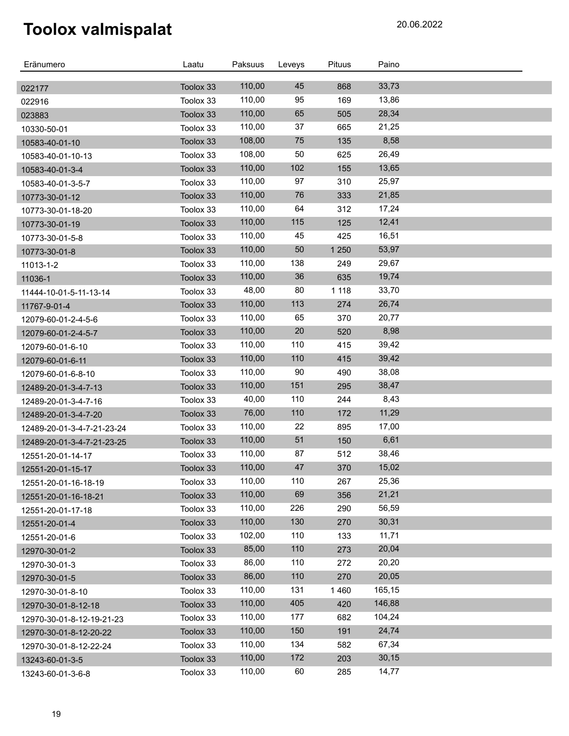# Toolox valmispalat

20.06.2022

| Eränumero | Laatu | Paksuus | Leveys | Pituus | Paino |
|---|---|---|---|---|---|
| 022177 | Toolox 33 | 110,00 | 45 | 868 | 33,73 |
| 022916 | Toolox 33 | 110,00 | 95 | 169 | 13,86 |
| 023883 | Toolox 33 | 110,00 | 65 | 505 | 28,34 |
| 10330-50-01 | Toolox 33 | 110,00 | 37 | 665 | 21,25 |
| 10583-40-01-10 | Toolox 33 | 108,00 | 75 | 135 | 8,58 |
| 10583-40-01-10-13 | Toolox 33 | 108,00 | 50 | 625 | 26,49 |
| 10583-40-01-3-4 | Toolox 33 | 110,00 | 102 | 155 | 13,65 |
| 10583-40-01-3-5-7 | Toolox 33 | 110,00 | 97 | 310 | 25,97 |
| 10773-30-01-12 | Toolox 33 | 110,00 | 76 | 333 | 21,85 |
| 10773-30-01-18-20 | Toolox 33 | 110,00 | 64 | 312 | 17,24 |
| 10773-30-01-19 | Toolox 33 | 110,00 | 115 | 125 | 12,41 |
| 10773-30-01-5-8 | Toolox 33 | 110,00 | 45 | 425 | 16,51 |
| 10773-30-01-8 | Toolox 33 | 110,00 | 50 | 1 250 | 53,97 |
| 11013-1-2 | Toolox 33 | 110,00 | 138 | 249 | 29,67 |
| 11036-1 | Toolox 33 | 110,00 | 36 | 635 | 19,74 |
| 11444-10-01-5-11-13-14 | Toolox 33 | 48,00 | 80 | 1 118 | 33,70 |
| 11767-9-01-4 | Toolox 33 | 110,00 | 113 | 274 | 26,74 |
| 12079-60-01-2-4-5-6 | Toolox 33 | 110,00 | 65 | 370 | 20,77 |
| 12079-60-01-2-4-5-7 | Toolox 33 | 110,00 | 20 | 520 | 8,98 |
| 12079-60-01-6-10 | Toolox 33 | 110,00 | 110 | 415 | 39,42 |
| 12079-60-01-6-11 | Toolox 33 | 110,00 | 110 | 415 | 39,42 |
| 12079-60-01-6-8-10 | Toolox 33 | 110,00 | 90 | 490 | 38,08 |
| 12489-20-01-3-4-7-13 | Toolox 33 | 110,00 | 151 | 295 | 38,47 |
| 12489-20-01-3-4-7-16 | Toolox 33 | 40,00 | 110 | 244 | 8,43 |
| 12489-20-01-3-4-7-20 | Toolox 33 | 76,00 | 110 | 172 | 11,29 |
| 12489-20-01-3-4-7-21-23-24 | Toolox 33 | 110,00 | 22 | 895 | 17,00 |
| 12489-20-01-3-4-7-21-23-25 | Toolox 33 | 110,00 | 51 | 150 | 6,61 |
| 12551-20-01-14-17 | Toolox 33 | 110,00 | 87 | 512 | 38,46 |
| 12551-20-01-15-17 | Toolox 33 | 110,00 | 47 | 370 | 15,02 |
| 12551-20-01-16-18-19 | Toolox 33 | 110,00 | 110 | 267 | 25,36 |
| 12551-20-01-16-18-21 | Toolox 33 | 110,00 | 69 | 356 | 21,21 |
| 12551-20-01-17-18 | Toolox 33 | 110,00 | 226 | 290 | 56,59 |
| 12551-20-01-4 | Toolox 33 | 110,00 | 130 | 270 | 30,31 |
| 12551-20-01-6 | Toolox 33 | 102,00 | 110 | 133 | 11,71 |
| 12970-30-01-2 | Toolox 33 | 85,00 | 110 | 273 | 20,04 |
| 12970-30-01-3 | Toolox 33 | 86,00 | 110 | 272 | 20,20 |
| 12970-30-01-5 | Toolox 33 | 86,00 | 110 | 270 | 20,05 |
| 12970-30-01-8-10 | Toolox 33 | 110,00 | 131 | 1 460 | 165,15 |
| 12970-30-01-8-12-18 | Toolox 33 | 110,00 | 405 | 420 | 146,88 |
| 12970-30-01-8-12-19-21-23 | Toolox 33 | 110,00 | 177 | 682 | 104,24 |
| 12970-30-01-8-12-20-22 | Toolox 33 | 110,00 | 150 | 191 | 24,74 |
| 12970-30-01-8-12-22-24 | Toolox 33 | 110,00 | 134 | 582 | 67,34 |
| 13243-60-01-3-5 | Toolox 33 | 110,00 | 172 | 203 | 30,15 |
| 13243-60-01-3-6-8 | Toolox 33 | 110,00 | 60 | 285 | 14,77 |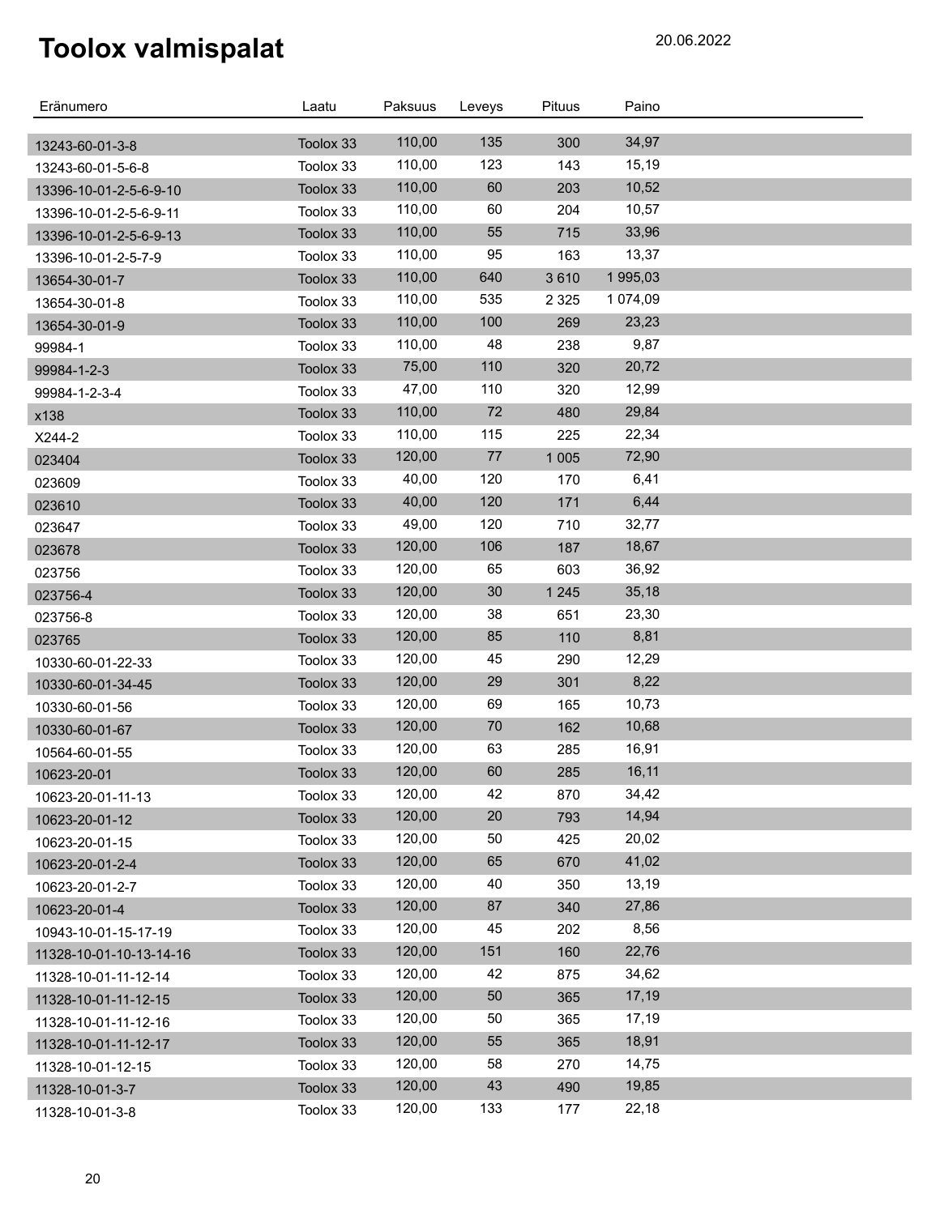# Toolox valmispalat

20.06.2022

| Eränumero | Laatu | Paksuus | Leveys | Pituus | Paino |
|---|---|---|---|---|---|
| 13243-60-01-3-8 | Toolox 33 | 110,00 | 135 | 300 | 34,97 |
| 13243-60-01-5-6-8 | Toolox 33 | 110,00 | 123 | 143 | 15,19 |
| 13396-10-01-2-5-6-9-10 | Toolox 33 | 110,00 | 60 | 203 | 10,52 |
| 13396-10-01-2-5-6-9-11 | Toolox 33 | 110,00 | 60 | 204 | 10,57 |
| 13396-10-01-2-5-6-9-13 | Toolox 33 | 110,00 | 55 | 715 | 33,96 |
| 13396-10-01-2-5-7-9 | Toolox 33 | 110,00 | 95 | 163 | 13,37 |
| 13654-30-01-7 | Toolox 33 | 110,00 | 640 | 3 610 | 1 995,03 |
| 13654-30-01-8 | Toolox 33 | 110,00 | 535 | 2 325 | 1 074,09 |
| 13654-30-01-9 | Toolox 33 | 110,00 | 100 | 269 | 23,23 |
| 99984-1 | Toolox 33 | 110,00 | 48 | 238 | 9,87 |
| 99984-1-2-3 | Toolox 33 | 75,00 | 110 | 320 | 20,72 |
| 99984-1-2-3-4 | Toolox 33 | 47,00 | 110 | 320 | 12,99 |
| x138 | Toolox 33 | 110,00 | 72 | 480 | 29,84 |
| X244-2 | Toolox 33 | 110,00 | 115 | 225 | 22,34 |
| 023404 | Toolox 33 | 120,00 | 77 | 1 005 | 72,90 |
| 023609 | Toolox 33 | 40,00 | 120 | 170 | 6,41 |
| 023610 | Toolox 33 | 40,00 | 120 | 171 | 6,44 |
| 023647 | Toolox 33 | 49,00 | 120 | 710 | 32,77 |
| 023678 | Toolox 33 | 120,00 | 106 | 187 | 18,67 |
| 023756 | Toolox 33 | 120,00 | 65 | 603 | 36,92 |
| 023756-4 | Toolox 33 | 120,00 | 30 | 1 245 | 35,18 |
| 023756-8 | Toolox 33 | 120,00 | 38 | 651 | 23,30 |
| 023765 | Toolox 33 | 120,00 | 85 | 110 | 8,81 |
| 10330-60-01-22-33 | Toolox 33 | 120,00 | 45 | 290 | 12,29 |
| 10330-60-01-34-45 | Toolox 33 | 120,00 | 29 | 301 | 8,22 |
| 10330-60-01-56 | Toolox 33 | 120,00 | 69 | 165 | 10,73 |
| 10330-60-01-67 | Toolox 33 | 120,00 | 70 | 162 | 10,68 |
| 10564-60-01-55 | Toolox 33 | 120,00 | 63 | 285 | 16,91 |
| 10623-20-01 | Toolox 33 | 120,00 | 60 | 285 | 16,11 |
| 10623-20-01-11-13 | Toolox 33 | 120,00 | 42 | 870 | 34,42 |
| 10623-20-01-12 | Toolox 33 | 120,00 | 20 | 793 | 14,94 |
| 10623-20-01-15 | Toolox 33 | 120,00 | 50 | 425 | 20,02 |
| 10623-20-01-2-4 | Toolox 33 | 120,00 | 65 | 670 | 41,02 |
| 10623-20-01-2-7 | Toolox 33 | 120,00 | 40 | 350 | 13,19 |
| 10623-20-01-4 | Toolox 33 | 120,00 | 87 | 340 | 27,86 |
| 10943-10-01-15-17-19 | Toolox 33 | 120,00 | 45 | 202 | 8,56 |
| 11328-10-01-10-13-14-16 | Toolox 33 | 120,00 | 151 | 160 | 22,76 |
| 11328-10-01-11-12-14 | Toolox 33 | 120,00 | 42 | 875 | 34,62 |
| 11328-10-01-11-12-15 | Toolox 33 | 120,00 | 50 | 365 | 17,19 |
| 11328-10-01-11-12-16 | Toolox 33 | 120,00 | 50 | 365 | 17,19 |
| 11328-10-01-11-12-17 | Toolox 33 | 120,00 | 55 | 365 | 18,91 |
| 11328-10-01-12-15 | Toolox 33 | 120,00 | 58 | 270 | 14,75 |
| 11328-10-01-3-7 | Toolox 33 | 120,00 | 43 | 490 | 19,85 |
| 11328-10-01-3-8 | Toolox 33 | 120,00 | 133 | 177 | 22,18 |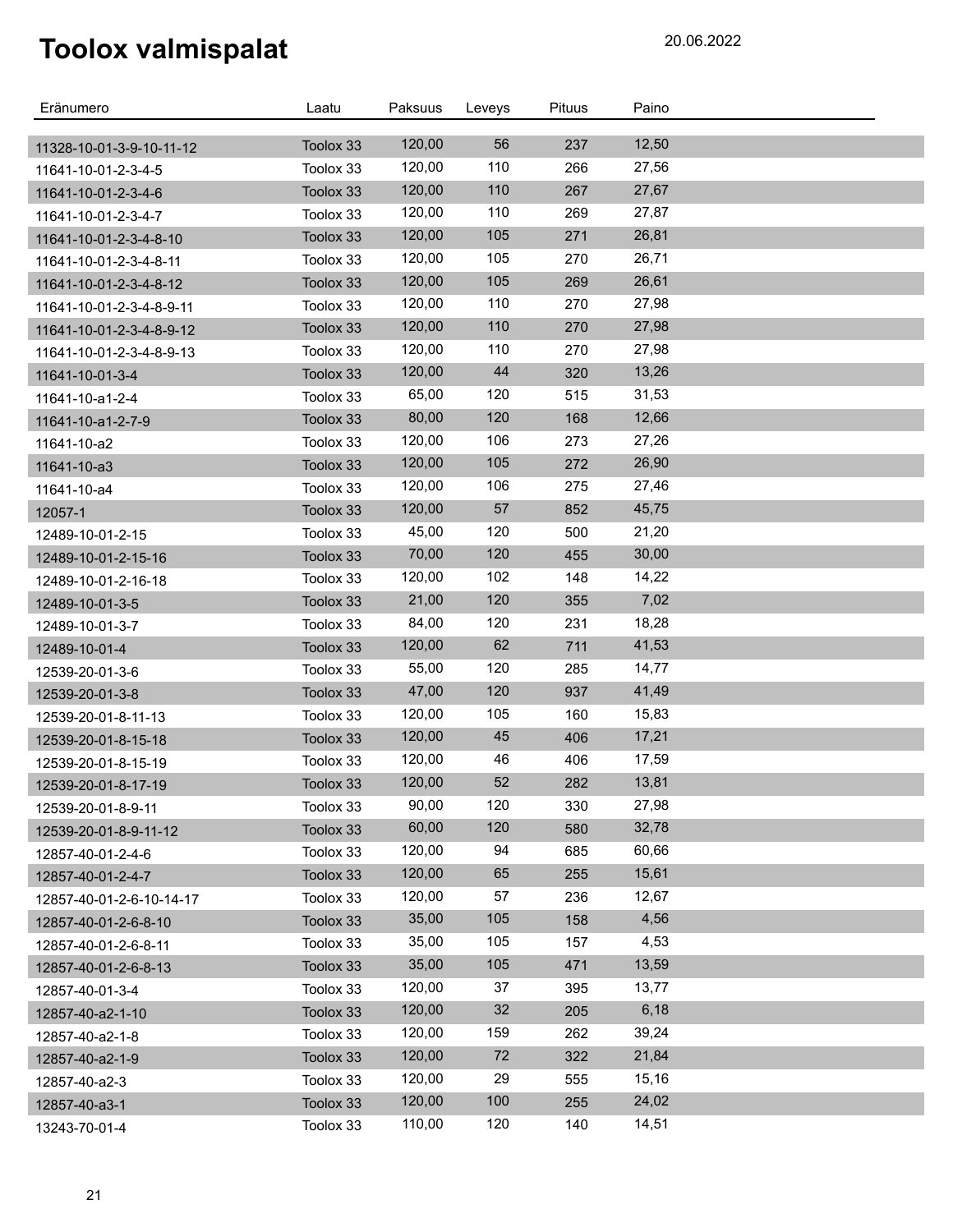# Toolox valmispalat

20.06.2022

| Eränumero | Laatu | Paksuus | Leveys | Pituus | Paino |
|---|---|---|---|---|---|
| 11328-10-01-3-9-10-11-12 | Toolox 33 | 120,00 | 56 | 237 | 12,50 |
| 11641-10-01-2-3-4-5 | Toolox 33 | 120,00 | 110 | 266 | 27,56 |
| 11641-10-01-2-3-4-6 | Toolox 33 | 120,00 | 110 | 267 | 27,67 |
| 11641-10-01-2-3-4-7 | Toolox 33 | 120,00 | 110 | 269 | 27,87 |
| 11641-10-01-2-3-4-8-10 | Toolox 33 | 120,00 | 105 | 271 | 26,81 |
| 11641-10-01-2-3-4-8-11 | Toolox 33 | 120,00 | 105 | 270 | 26,71 |
| 11641-10-01-2-3-4-8-12 | Toolox 33 | 120,00 | 105 | 269 | 26,61 |
| 11641-10-01-2-3-4-8-9-11 | Toolox 33 | 120,00 | 110 | 270 | 27,98 |
| 11641-10-01-2-3-4-8-9-12 | Toolox 33 | 120,00 | 110 | 270 | 27,98 |
| 11641-10-01-2-3-4-8-9-13 | Toolox 33 | 120,00 | 110 | 270 | 27,98 |
| 11641-10-01-3-4 | Toolox 33 | 120,00 | 44 | 320 | 13,26 |
| 11641-10-a1-2-4 | Toolox 33 | 65,00 | 120 | 515 | 31,53 |
| 11641-10-a1-2-7-9 | Toolox 33 | 80,00 | 120 | 168 | 12,66 |
| 11641-10-a2 | Toolox 33 | 120,00 | 106 | 273 | 27,26 |
| 11641-10-a3 | Toolox 33 | 120,00 | 105 | 272 | 26,90 |
| 11641-10-a4 | Toolox 33 | 120,00 | 106 | 275 | 27,46 |
| 12057-1 | Toolox 33 | 120,00 | 57 | 852 | 45,75 |
| 12489-10-01-2-15 | Toolox 33 | 45,00 | 120 | 500 | 21,20 |
| 12489-10-01-2-15-16 | Toolox 33 | 70,00 | 120 | 455 | 30,00 |
| 12489-10-01-2-16-18 | Toolox 33 | 120,00 | 102 | 148 | 14,22 |
| 12489-10-01-3-5 | Toolox 33 | 21,00 | 120 | 355 | 7,02 |
| 12489-10-01-3-7 | Toolox 33 | 84,00 | 120 | 231 | 18,28 |
| 12489-10-01-4 | Toolox 33 | 120,00 | 62 | 711 | 41,53 |
| 12539-20-01-3-6 | Toolox 33 | 55,00 | 120 | 285 | 14,77 |
| 12539-20-01-3-8 | Toolox 33 | 47,00 | 120 | 937 | 41,49 |
| 12539-20-01-8-11-13 | Toolox 33 | 120,00 | 105 | 160 | 15,83 |
| 12539-20-01-8-15-18 | Toolox 33 | 120,00 | 45 | 406 | 17,21 |
| 12539-20-01-8-15-19 | Toolox 33 | 120,00 | 46 | 406 | 17,59 |
| 12539-20-01-8-17-19 | Toolox 33 | 120,00 | 52 | 282 | 13,81 |
| 12539-20-01-8-9-11 | Toolox 33 | 90,00 | 120 | 330 | 27,98 |
| 12539-20-01-8-9-11-12 | Toolox 33 | 60,00 | 120 | 580 | 32,78 |
| 12857-40-01-2-4-6 | Toolox 33 | 120,00 | 94 | 685 | 60,66 |
| 12857-40-01-2-4-7 | Toolox 33 | 120,00 | 65 | 255 | 15,61 |
| 12857-40-01-2-6-10-14-17 | Toolox 33 | 120,00 | 57 | 236 | 12,67 |
| 12857-40-01-2-6-8-10 | Toolox 33 | 35,00 | 105 | 158 | 4,56 |
| 12857-40-01-2-6-8-11 | Toolox 33 | 35,00 | 105 | 157 | 4,53 |
| 12857-40-01-2-6-8-13 | Toolox 33 | 35,00 | 105 | 471 | 13,59 |
| 12857-40-01-3-4 | Toolox 33 | 120,00 | 37 | 395 | 13,77 |
| 12857-40-a2-1-10 | Toolox 33 | 120,00 | 32 | 205 | 6,18 |
| 12857-40-a2-1-8 | Toolox 33 | 120,00 | 159 | 262 | 39,24 |
| 12857-40-a2-1-9 | Toolox 33 | 120,00 | 72 | 322 | 21,84 |
| 12857-40-a2-3 | Toolox 33 | 120,00 | 29 | 555 | 15,16 |
| 12857-40-a3-1 | Toolox 33 | 120,00 | 100 | 255 | 24,02 |
| 13243-70-01-4 | Toolox 33 | 110,00 | 120 | 140 | 14,51 |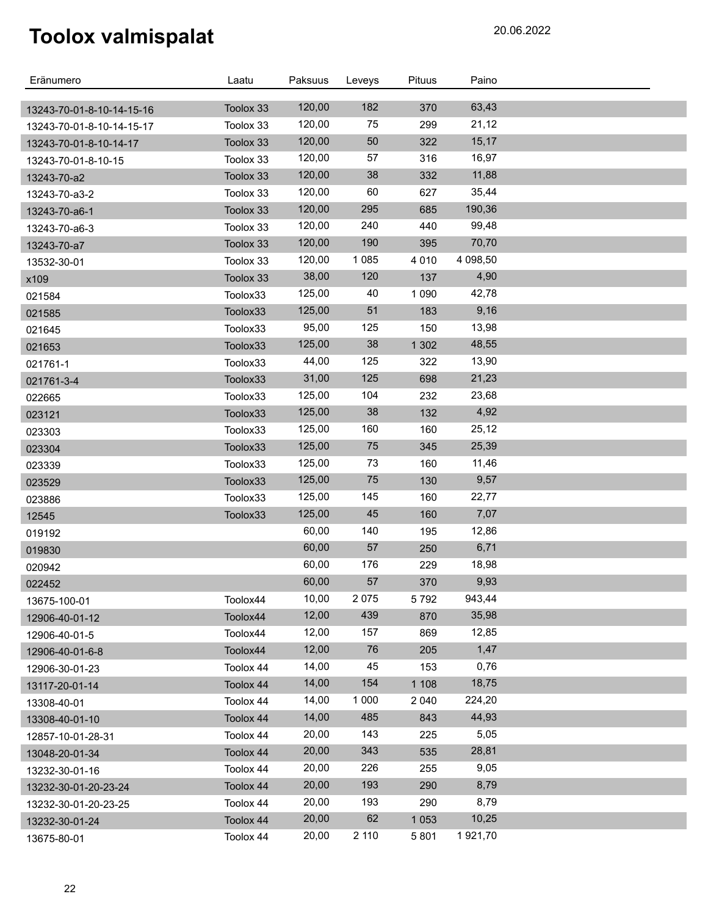# Toolox valmispalat

20.06.2022

| Eränumero | Laatu | Paksuus | Leveys | Pituus | Paino |
|---|---|---|---|---|---|
| 13243-70-01-8-10-14-15-16 | Toolox 33 | 120,00 | 182 | 370 | 63,43 |
| 13243-70-01-8-10-14-15-17 | Toolox 33 | 120,00 | 75 | 299 | 21,12 |
| 13243-70-01-8-10-14-17 | Toolox 33 | 120,00 | 50 | 322 | 15,17 |
| 13243-70-01-8-10-15 | Toolox 33 | 120,00 | 57 | 316 | 16,97 |
| 13243-70-a2 | Toolox 33 | 120,00 | 38 | 332 | 11,88 |
| 13243-70-a3-2 | Toolox 33 | 120,00 | 60 | 627 | 35,44 |
| 13243-70-a6-1 | Toolox 33 | 120,00 | 295 | 685 | 190,36 |
| 13243-70-a6-3 | Toolox 33 | 120,00 | 240 | 440 | 99,48 |
| 13243-70-a7 | Toolox 33 | 120,00 | 190 | 395 | 70,70 |
| 13532-30-01 | Toolox 33 | 120,00 | 1 085 | 4 010 | 4 098,50 |
| x109 | Toolox 33 | 38,00 | 120 | 137 | 4,90 |
| 021584 | Toolox33 | 125,00 | 40 | 1 090 | 42,78 |
| 021585 | Toolox33 | 125,00 | 51 | 183 | 9,16 |
| 021645 | Toolox33 | 95,00 | 125 | 150 | 13,98 |
| 021653 | Toolox33 | 125,00 | 38 | 1 302 | 48,55 |
| 021761-1 | Toolox33 | 44,00 | 125 | 322 | 13,90 |
| 021761-3-4 | Toolox33 | 31,00 | 125 | 698 | 21,23 |
| 022665 | Toolox33 | 125,00 | 104 | 232 | 23,68 |
| 023121 | Toolox33 | 125,00 | 38 | 132 | 4,92 |
| 023303 | Toolox33 | 125,00 | 160 | 160 | 25,12 |
| 023304 | Toolox33 | 125,00 | 75 | 345 | 25,39 |
| 023339 | Toolox33 | 125,00 | 73 | 160 | 11,46 |
| 023529 | Toolox33 | 125,00 | 75 | 130 | 9,57 |
| 023886 | Toolox33 | 125,00 | 145 | 160 | 22,77 |
| 12545 | Toolox33 | 125,00 | 45 | 160 | 7,07 |
| 019192 | | 60,00 | 140 | 195 | 12,86 |
| 019830 | | 60,00 | 57 | 250 | 6,71 |
| 020942 | | 60,00 | 176 | 229 | 18,98 |
| 022452 | | 60,00 | 57 | 370 | 9,93 |
| 13675-100-01 | Toolox44 | 10,00 | 2 075 | 5 792 | 943,44 |
| 12906-40-01-12 | Toolox44 | 12,00 | 439 | 870 | 35,98 |
| 12906-40-01-5 | Toolox44 | 12,00 | 157 | 869 | 12,85 |
| 12906-40-01-6-8 | Toolox44 | 12,00 | 76 | 205 | 1,47 |
| 12906-30-01-23 | Toolox 44 | 14,00 | 45 | 153 | 0,76 |
| 13117-20-01-14 | Toolox 44 | 14,00 | 154 | 1 108 | 18,75 |
| 13308-40-01 | Toolox 44 | 14,00 | 1 000 | 2 040 | 224,20 |
| 13308-40-01-10 | Toolox 44 | 14,00 | 485 | 843 | 44,93 |
| 12857-10-01-28-31 | Toolox 44 | 20,00 | 143 | 225 | 5,05 |
| 13048-20-01-34 | Toolox 44 | 20,00 | 343 | 535 | 28,81 |
| 13232-30-01-16 | Toolox 44 | 20,00 | 226 | 255 | 9,05 |
| 13232-30-01-20-23-24 | Toolox 44 | 20,00 | 193 | 290 | 8,79 |
| 13232-30-01-20-23-25 | Toolox 44 | 20,00 | 193 | 290 | 8,79 |
| 13232-30-01-24 | Toolox 44 | 20,00 | 62 | 1 053 | 10,25 |
| 13675-80-01 | Toolox 44 | 20,00 | 2 110 | 5 801 | 1 921,70 |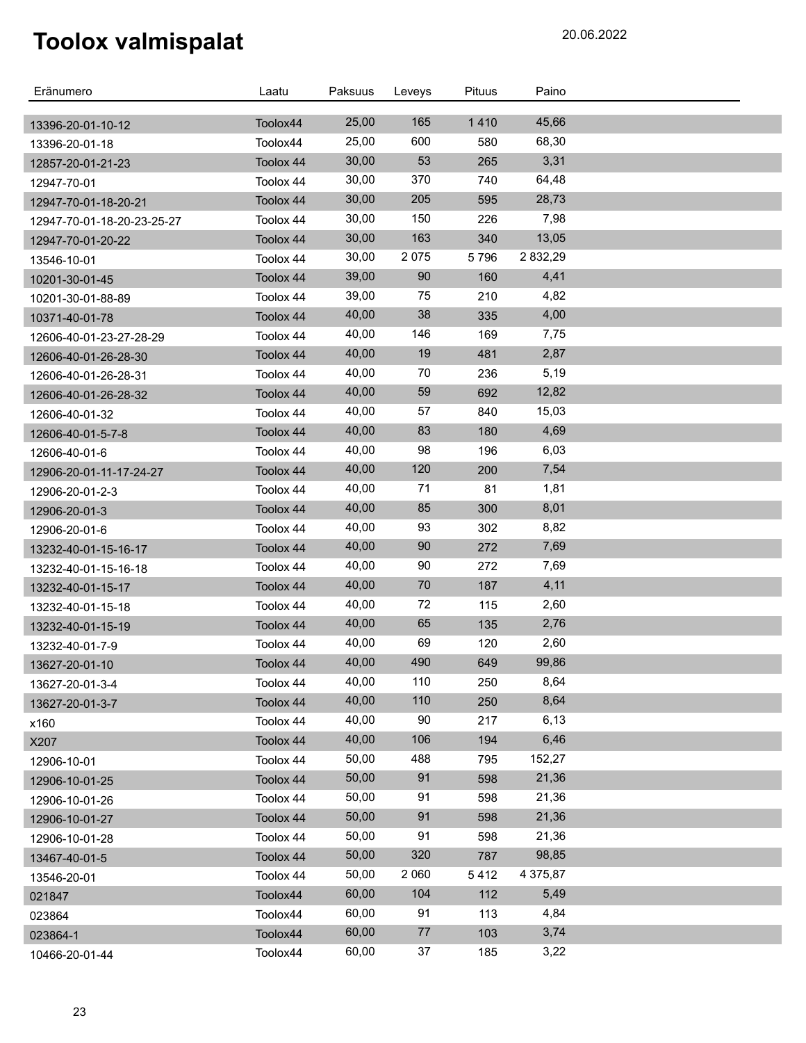# Toolox valmispalat

20.06.2022

| Eränumero | Laatu | Paksuus | Leveys | Pituus | Paino |
|---|---|---|---|---|---|
| 13396-20-01-10-12 | Toolox44 | 25,00 | 165 | 1 410 | 45,66 |
| 13396-20-01-18 | Toolox44 | 25,00 | 600 | 580 | 68,30 |
| 12857-20-01-21-23 | Toolox 44 | 30,00 | 53 | 265 | 3,31 |
| 12947-70-01 | Toolox 44 | 30,00 | 370 | 740 | 64,48 |
| 12947-70-01-18-20-21 | Toolox 44 | 30,00 | 205 | 595 | 28,73 |
| 12947-70-01-18-20-23-25-27 | Toolox 44 | 30,00 | 150 | 226 | 7,98 |
| 12947-70-01-20-22 | Toolox 44 | 30,00 | 163 | 340 | 13,05 |
| 13546-10-01 | Toolox 44 | 30,00 | 2 075 | 5 796 | 2 832,29 |
| 10201-30-01-45 | Toolox 44 | 39,00 | 90 | 160 | 4,41 |
| 10201-30-01-88-89 | Toolox 44 | 39,00 | 75 | 210 | 4,82 |
| 10371-40-01-78 | Toolox 44 | 40,00 | 38 | 335 | 4,00 |
| 12606-40-01-23-27-28-29 | Toolox 44 | 40,00 | 146 | 169 | 7,75 |
| 12606-40-01-26-28-30 | Toolox 44 | 40,00 | 19 | 481 | 2,87 |
| 12606-40-01-26-28-31 | Toolox 44 | 40,00 | 70 | 236 | 5,19 |
| 12606-40-01-26-28-32 | Toolox 44 | 40,00 | 59 | 692 | 12,82 |
| 12606-40-01-32 | Toolox 44 | 40,00 | 57 | 840 | 15,03 |
| 12606-40-01-5-7-8 | Toolox 44 | 40,00 | 83 | 180 | 4,69 |
| 12606-40-01-6 | Toolox 44 | 40,00 | 98 | 196 | 6,03 |
| 12906-20-01-11-17-24-27 | Toolox 44 | 40,00 | 120 | 200 | 7,54 |
| 12906-20-01-2-3 | Toolox 44 | 40,00 | 71 | 81 | 1,81 |
| 12906-20-01-3 | Toolox 44 | 40,00 | 85 | 300 | 8,01 |
| 12906-20-01-6 | Toolox 44 | 40,00 | 93 | 302 | 8,82 |
| 13232-40-01-15-16-17 | Toolox 44 | 40,00 | 90 | 272 | 7,69 |
| 13232-40-01-15-16-18 | Toolox 44 | 40,00 | 90 | 272 | 7,69 |
| 13232-40-01-15-17 | Toolox 44 | 40,00 | 70 | 187 | 4,11 |
| 13232-40-01-15-18 | Toolox 44 | 40,00 | 72 | 115 | 2,60 |
| 13232-40-01-15-19 | Toolox 44 | 40,00 | 65 | 135 | 2,76 |
| 13232-40-01-7-9 | Toolox 44 | 40,00 | 69 | 120 | 2,60 |
| 13627-20-01-10 | Toolox 44 | 40,00 | 490 | 649 | 99,86 |
| 13627-20-01-3-4 | Toolox 44 | 40,00 | 110 | 250 | 8,64 |
| 13627-20-01-3-7 | Toolox 44 | 40,00 | 110 | 250 | 8,64 |
| x160 | Toolox 44 | 40,00 | 90 | 217 | 6,13 |
| X207 | Toolox 44 | 40,00 | 106 | 194 | 6,46 |
| 12906-10-01 | Toolox 44 | 50,00 | 488 | 795 | 152,27 |
| 12906-10-01-25 | Toolox 44 | 50,00 | 91 | 598 | 21,36 |
| 12906-10-01-26 | Toolox 44 | 50,00 | 91 | 598 | 21,36 |
| 12906-10-01-27 | Toolox 44 | 50,00 | 91 | 598 | 21,36 |
| 12906-10-01-28 | Toolox 44 | 50,00 | 91 | 598 | 21,36 |
| 13467-40-01-5 | Toolox 44 | 50,00 | 320 | 787 | 98,85 |
| 13546-20-01 | Toolox 44 | 50,00 | 2 060 | 5 412 | 4 375,87 |
| 021847 | Toolox44 | 60,00 | 104 | 112 | 5,49 |
| 023864 | Toolox44 | 60,00 | 91 | 113 | 4,84 |
| 023864-1 | Toolox44 | 60,00 | 77 | 103 | 3,74 |
| 10466-20-01-44 | Toolox44 | 60,00 | 37 | 185 | 3,22 |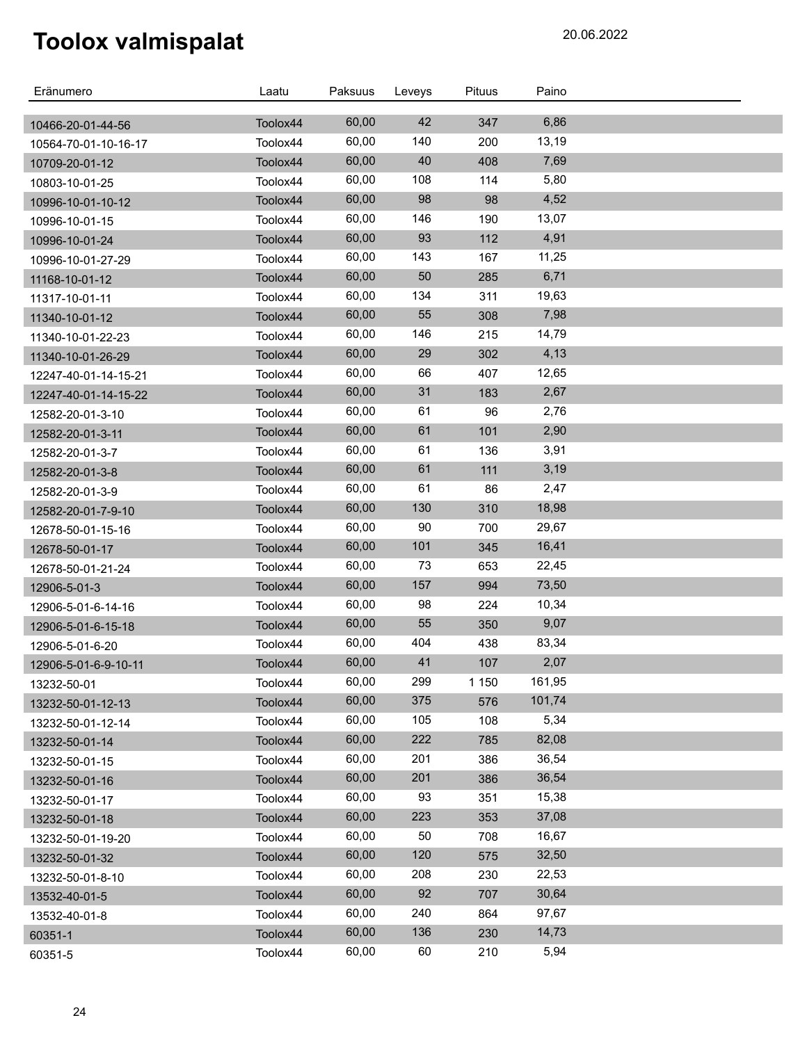# Toolox valmispalat

20.06.2022

| Eränumero | Laatu | Paksuus | Leveys | Pituus | Paino |
|---|---|---|---|---|---|
| 10466-20-01-44-56 | Toolox44 | 60,00 | 42 | 347 | 6,86 |
| 10564-70-01-10-16-17 | Toolox44 | 60,00 | 140 | 200 | 13,19 |
| 10709-20-01-12 | Toolox44 | 60,00 | 40 | 408 | 7,69 |
| 10803-10-01-25 | Toolox44 | 60,00 | 108 | 114 | 5,80 |
| 10996-10-01-10-12 | Toolox44 | 60,00 | 98 | 98 | 4,52 |
| 10996-10-01-15 | Toolox44 | 60,00 | 146 | 190 | 13,07 |
| 10996-10-01-24 | Toolox44 | 60,00 | 93 | 112 | 4,91 |
| 10996-10-01-27-29 | Toolox44 | 60,00 | 143 | 167 | 11,25 |
| 11168-10-01-12 | Toolox44 | 60,00 | 50 | 285 | 6,71 |
| 11317-10-01-11 | Toolox44 | 60,00 | 134 | 311 | 19,63 |
| 11340-10-01-12 | Toolox44 | 60,00 | 55 | 308 | 7,98 |
| 11340-10-01-22-23 | Toolox44 | 60,00 | 146 | 215 | 14,79 |
| 11340-10-01-26-29 | Toolox44 | 60,00 | 29 | 302 | 4,13 |
| 12247-40-01-14-15-21 | Toolox44 | 60,00 | 66 | 407 | 12,65 |
| 12247-40-01-14-15-22 | Toolox44 | 60,00 | 31 | 183 | 2,67 |
| 12582-20-01-3-10 | Toolox44 | 60,00 | 61 | 96 | 2,76 |
| 12582-20-01-3-11 | Toolox44 | 60,00 | 61 | 101 | 2,90 |
| 12582-20-01-3-7 | Toolox44 | 60,00 | 61 | 136 | 3,91 |
| 12582-20-01-3-8 | Toolox44 | 60,00 | 61 | 111 | 3,19 |
| 12582-20-01-3-9 | Toolox44 | 60,00 | 61 | 86 | 2,47 |
| 12582-20-01-7-9-10 | Toolox44 | 60,00 | 130 | 310 | 18,98 |
| 12678-50-01-15-16 | Toolox44 | 60,00 | 90 | 700 | 29,67 |
| 12678-50-01-17 | Toolox44 | 60,00 | 101 | 345 | 16,41 |
| 12678-50-01-21-24 | Toolox44 | 60,00 | 73 | 653 | 22,45 |
| 12906-5-01-3 | Toolox44 | 60,00 | 157 | 994 | 73,50 |
| 12906-5-01-6-14-16 | Toolox44 | 60,00 | 98 | 224 | 10,34 |
| 12906-5-01-6-15-18 | Toolox44 | 60,00 | 55 | 350 | 9,07 |
| 12906-5-01-6-20 | Toolox44 | 60,00 | 404 | 438 | 83,34 |
| 12906-5-01-6-9-10-11 | Toolox44 | 60,00 | 41 | 107 | 2,07 |
| 13232-50-01 | Toolox44 | 60,00 | 299 | 1 150 | 161,95 |
| 13232-50-01-12-13 | Toolox44 | 60,00 | 375 | 576 | 101,74 |
| 13232-50-01-12-14 | Toolox44 | 60,00 | 105 | 108 | 5,34 |
| 13232-50-01-14 | Toolox44 | 60,00 | 222 | 785 | 82,08 |
| 13232-50-01-15 | Toolox44 | 60,00 | 201 | 386 | 36,54 |
| 13232-50-01-16 | Toolox44 | 60,00 | 201 | 386 | 36,54 |
| 13232-50-01-17 | Toolox44 | 60,00 | 93 | 351 | 15,38 |
| 13232-50-01-18 | Toolox44 | 60,00 | 223 | 353 | 37,08 |
| 13232-50-01-19-20 | Toolox44 | 60,00 | 50 | 708 | 16,67 |
| 13232-50-01-32 | Toolox44 | 60,00 | 120 | 575 | 32,50 |
| 13232-50-01-8-10 | Toolox44 | 60,00 | 208 | 230 | 22,53 |
| 13532-40-01-5 | Toolox44 | 60,00 | 92 | 707 | 30,64 |
| 13532-40-01-8 | Toolox44 | 60,00 | 240 | 864 | 97,67 |
| 60351-1 | Toolox44 | 60,00 | 136 | 230 | 14,73 |
| 60351-5 | Toolox44 | 60,00 | 60 | 210 | 5,94 |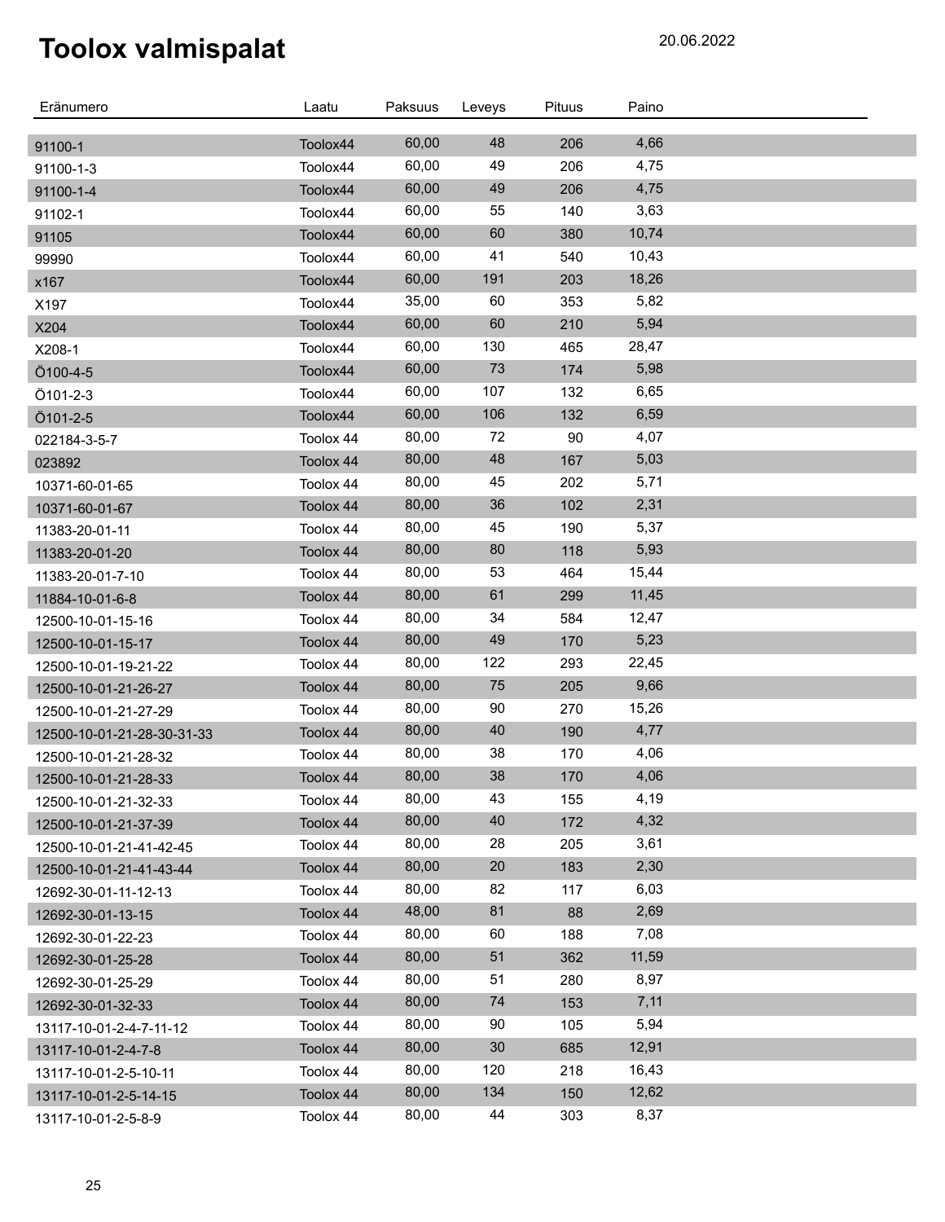# Toolox valmispalat

20.06.2022

| Eränumero | Laatu | Paksuus | Leveys | Pituus | Paino |
|---|---|---|---|---|---|
| 91100-1 | Toolox44 | 60,00 | 48 | 206 | 4,66 |
| 91100-1-3 | Toolox44 | 60,00 | 49 | 206 | 4,75 |
| 91100-1-4 | Toolox44 | 60,00 | 49 | 206 | 4,75 |
| 91102-1 | Toolox44 | 60,00 | 55 | 140 | 3,63 |
| 91105 | Toolox44 | 60,00 | 60 | 380 | 10,74 |
| 99990 | Toolox44 | 60,00 | 41 | 540 | 10,43 |
| x167 | Toolox44 | 60,00 | 191 | 203 | 18,26 |
| X197 | Toolox44 | 35,00 | 60 | 353 | 5,82 |
| X204 | Toolox44 | 60,00 | 60 | 210 | 5,94 |
| X208-1 | Toolox44 | 60,00 | 130 | 465 | 28,47 |
| Ö100-4-5 | Toolox44 | 60,00 | 73 | 174 | 5,98 |
| Ö101-2-3 | Toolox44 | 60,00 | 107 | 132 | 6,65 |
| Ö101-2-5 | Toolox44 | 60,00 | 106 | 132 | 6,59 |
| 022184-3-5-7 | Toolox 44 | 80,00 | 72 | 90 | 4,07 |
| 023892 | Toolox 44 | 80,00 | 48 | 167 | 5,03 |
| 10371-60-01-65 | Toolox 44 | 80,00 | 45 | 202 | 5,71 |
| 10371-60-01-67 | Toolox 44 | 80,00 | 36 | 102 | 2,31 |
| 11383-20-01-11 | Toolox 44 | 80,00 | 45 | 190 | 5,37 |
| 11383-20-01-20 | Toolox 44 | 80,00 | 80 | 118 | 5,93 |
| 11383-20-01-7-10 | Toolox 44 | 80,00 | 53 | 464 | 15,44 |
| 11884-10-01-6-8 | Toolox 44 | 80,00 | 61 | 299 | 11,45 |
| 12500-10-01-15-16 | Toolox 44 | 80,00 | 34 | 584 | 12,47 |
| 12500-10-01-15-17 | Toolox 44 | 80,00 | 49 | 170 | 5,23 |
| 12500-10-01-19-21-22 | Toolox 44 | 80,00 | 122 | 293 | 22,45 |
| 12500-10-01-21-26-27 | Toolox 44 | 80,00 | 75 | 205 | 9,66 |
| 12500-10-01-21-27-29 | Toolox 44 | 80,00 | 90 | 270 | 15,26 |
| 12500-10-01-21-28-30-31-33 | Toolox 44 | 80,00 | 40 | 190 | 4,77 |
| 12500-10-01-21-28-32 | Toolox 44 | 80,00 | 38 | 170 | 4,06 |
| 12500-10-01-21-28-33 | Toolox 44 | 80,00 | 38 | 170 | 4,06 |
| 12500-10-01-21-32-33 | Toolox 44 | 80,00 | 43 | 155 | 4,19 |
| 12500-10-01-21-37-39 | Toolox 44 | 80,00 | 40 | 172 | 4,32 |
| 12500-10-01-21-41-42-45 | Toolox 44 | 80,00 | 28 | 205 | 3,61 |
| 12500-10-01-21-41-43-44 | Toolox 44 | 80,00 | 20 | 183 | 2,30 |
| 12692-30-01-11-12-13 | Toolox 44 | 80,00 | 82 | 117 | 6,03 |
| 12692-30-01-13-15 | Toolox 44 | 48,00 | 81 | 88 | 2,69 |
| 12692-30-01-22-23 | Toolox 44 | 80,00 | 60 | 188 | 7,08 |
| 12692-30-01-25-28 | Toolox 44 | 80,00 | 51 | 362 | 11,59 |
| 12692-30-01-25-29 | Toolox 44 | 80,00 | 51 | 280 | 8,97 |
| 12692-30-01-32-33 | Toolox 44 | 80,00 | 74 | 153 | 7,11 |
| 13117-10-01-2-4-7-11-12 | Toolox 44 | 80,00 | 90 | 105 | 5,94 |
| 13117-10-01-2-4-7-8 | Toolox 44 | 80,00 | 30 | 685 | 12,91 |
| 13117-10-01-2-5-10-11 | Toolox 44 | 80,00 | 120 | 218 | 16,43 |
| 13117-10-01-2-5-14-15 | Toolox 44 | 80,00 | 134 | 150 | 12,62 |
| 13117-10-01-2-5-8-9 | Toolox 44 | 80,00 | 44 | 303 | 8,37 |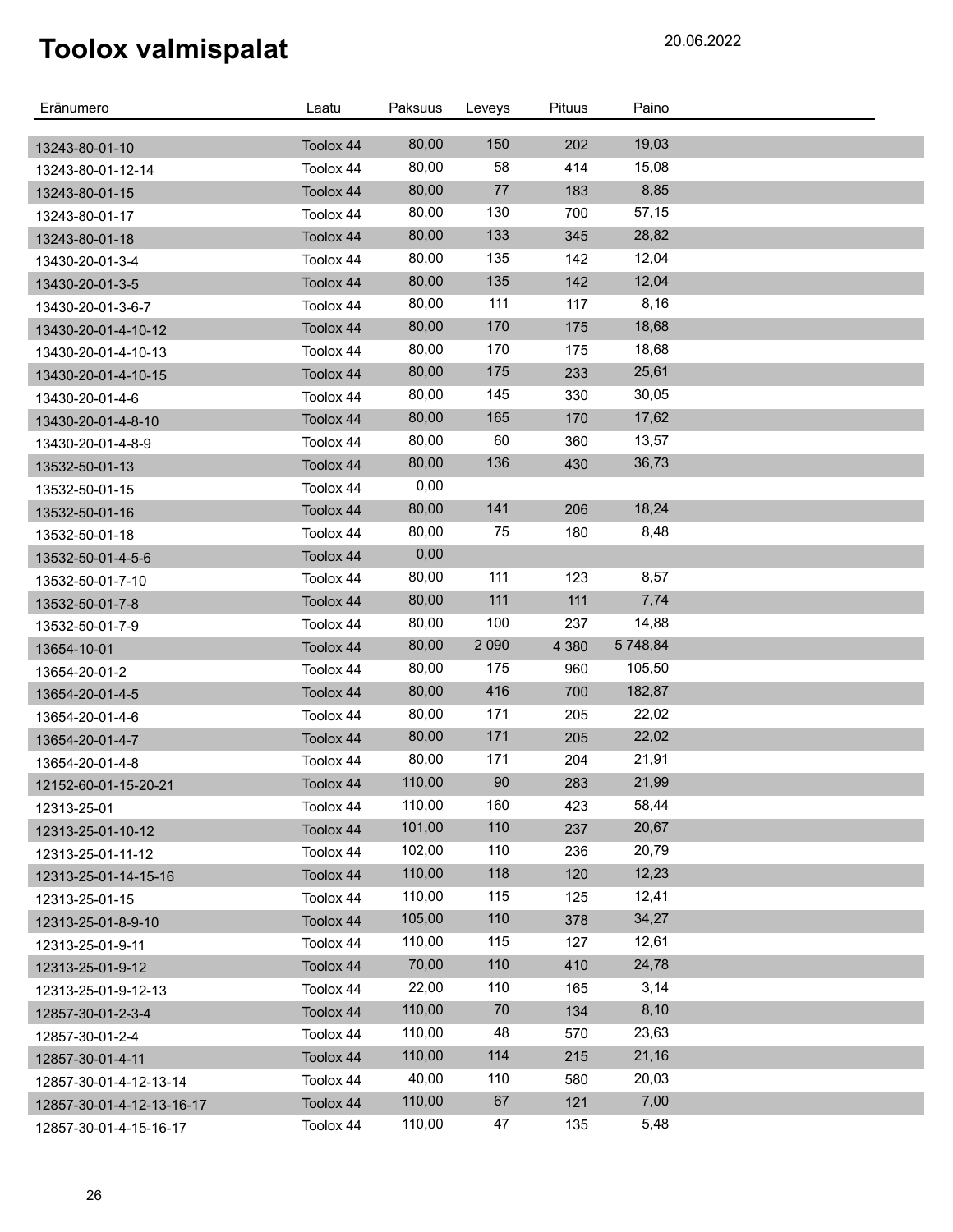# Toolox valmispalat

20.06.2022

| Eränumero | Laatu | Paksuus | Leveys | Pituus | Paino |
|---|---|---|---|---|---|
| 13243-80-01-10 | Toolox 44 | 80,00 | 150 | 202 | 19,03 |
| 13243-80-01-12-14 | Toolox 44 | 80,00 | 58 | 414 | 15,08 |
| 13243-80-01-15 | Toolox 44 | 80,00 | 77 | 183 | 8,85 |
| 13243-80-01-17 | Toolox 44 | 80,00 | 130 | 700 | 57,15 |
| 13243-80-01-18 | Toolox 44 | 80,00 | 133 | 345 | 28,82 |
| 13430-20-01-3-4 | Toolox 44 | 80,00 | 135 | 142 | 12,04 |
| 13430-20-01-3-5 | Toolox 44 | 80,00 | 135 | 142 | 12,04 |
| 13430-20-01-3-6-7 | Toolox 44 | 80,00 | 111 | 117 | 8,16 |
| 13430-20-01-4-10-12 | Toolox 44 | 80,00 | 170 | 175 | 18,68 |
| 13430-20-01-4-10-13 | Toolox 44 | 80,00 | 170 | 175 | 18,68 |
| 13430-20-01-4-10-15 | Toolox 44 | 80,00 | 175 | 233 | 25,61 |
| 13430-20-01-4-6 | Toolox 44 | 80,00 | 145 | 330 | 30,05 |
| 13430-20-01-4-8-10 | Toolox 44 | 80,00 | 165 | 170 | 17,62 |
| 13430-20-01-4-8-9 | Toolox 44 | 80,00 | 60 | 360 | 13,57 |
| 13532-50-01-13 | Toolox 44 | 80,00 | 136 | 430 | 36,73 |
| 13532-50-01-15 | Toolox 44 | 0,00 | | | |
| 13532-50-01-16 | Toolox 44 | 80,00 | 141 | 206 | 18,24 |
| 13532-50-01-18 | Toolox 44 | 80,00 | 75 | 180 | 8,48 |
| 13532-50-01-4-5-6 | Toolox 44 | 0,00 | | | |
| 13532-50-01-7-10 | Toolox 44 | 80,00 | 111 | 123 | 8,57 |
| 13532-50-01-7-8 | Toolox 44 | 80,00 | 111 | 111 | 7,74 |
| 13532-50-01-7-9 | Toolox 44 | 80,00 | 100 | 237 | 14,88 |
| 13654-10-01 | Toolox 44 | 80,00 | 2 090 | 4 380 | 5 748,84 |
| 13654-20-01-2 | Toolox 44 | 80,00 | 175 | 960 | 105,50 |
| 13654-20-01-4-5 | Toolox 44 | 80,00 | 416 | 700 | 182,87 |
| 13654-20-01-4-6 | Toolox 44 | 80,00 | 171 | 205 | 22,02 |
| 13654-20-01-4-7 | Toolox 44 | 80,00 | 171 | 205 | 22,02 |
| 13654-20-01-4-8 | Toolox 44 | 80,00 | 171 | 204 | 21,91 |
| 12152-60-01-15-20-21 | Toolox 44 | 110,00 | 90 | 283 | 21,99 |
| 12313-25-01 | Toolox 44 | 110,00 | 160 | 423 | 58,44 |
| 12313-25-01-10-12 | Toolox 44 | 101,00 | 110 | 237 | 20,67 |
| 12313-25-01-11-12 | Toolox 44 | 102,00 | 110 | 236 | 20,79 |
| 12313-25-01-14-15-16 | Toolox 44 | 110,00 | 118 | 120 | 12,23 |
| 12313-25-01-15 | Toolox 44 | 110,00 | 115 | 125 | 12,41 |
| 12313-25-01-8-9-10 | Toolox 44 | 105,00 | 110 | 378 | 34,27 |
| 12313-25-01-9-11 | Toolox 44 | 110,00 | 115 | 127 | 12,61 |
| 12313-25-01-9-12 | Toolox 44 | 70,00 | 110 | 410 | 24,78 |
| 12313-25-01-9-12-13 | Toolox 44 | 22,00 | 110 | 165 | 3,14 |
| 12857-30-01-2-3-4 | Toolox 44 | 110,00 | 70 | 134 | 8,10 |
| 12857-30-01-2-4 | Toolox 44 | 110,00 | 48 | 570 | 23,63 |
| 12857-30-01-4-11 | Toolox 44 | 110,00 | 114 | 215 | 21,16 |
| 12857-30-01-4-12-13-14 | Toolox 44 | 40,00 | 110 | 580 | 20,03 |
| 12857-30-01-4-12-13-16-17 | Toolox 44 | 110,00 | 67 | 121 | 7,00 |
| 12857-30-01-4-15-16-17 | Toolox 44 | 110,00 | 47 | 135 | 5,48 |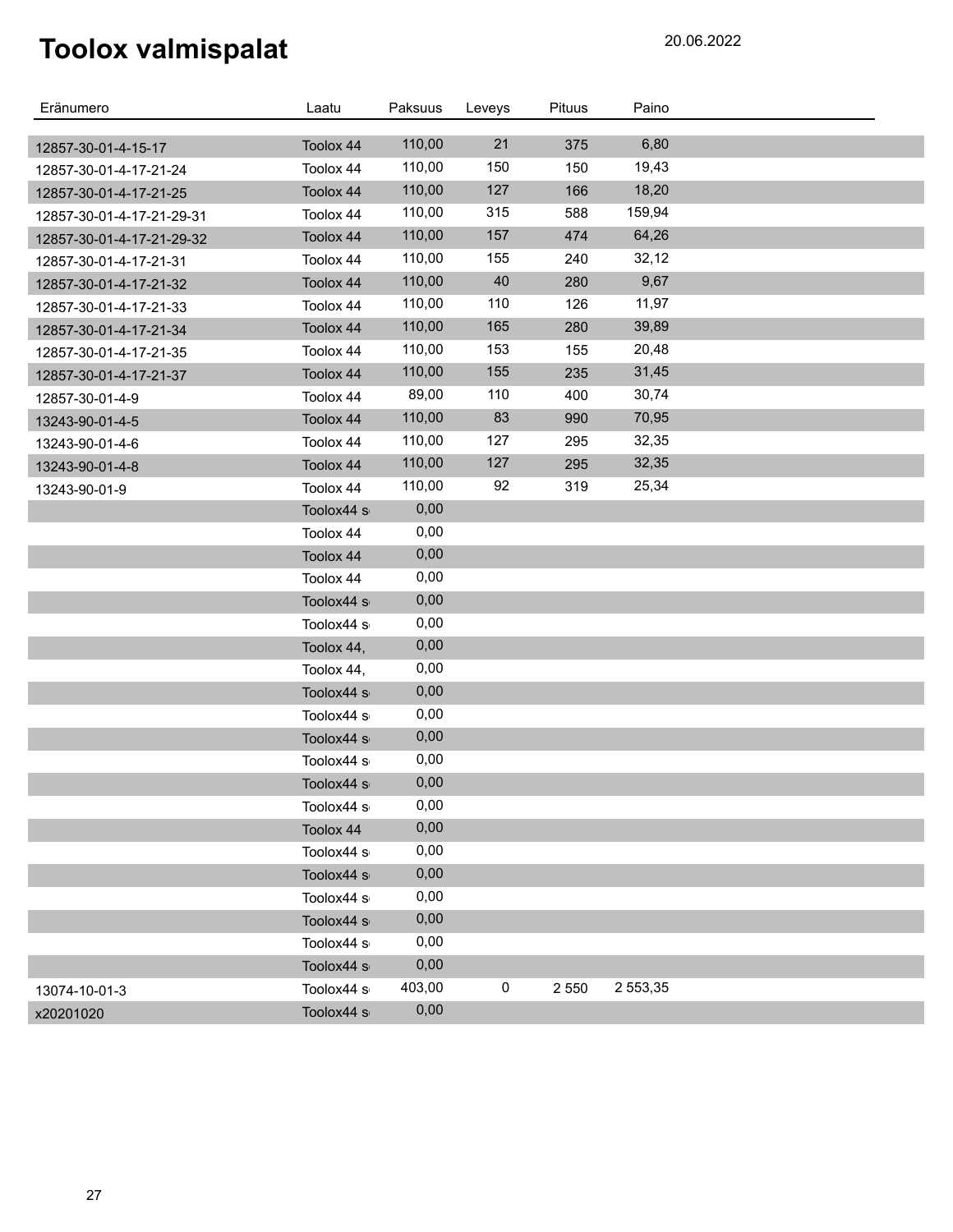# Toolox valmispalat

20.06.2022

| Eränumero | Laatu | Paksuus | Leveys | Pituus | Paino |
|---|---|---|---|---|---|
| 12857-30-01-4-15-17 | Toolox 44 | 110,00 | 21 | 375 | 6,80 |
| 12857-30-01-4-17-21-24 | Toolox 44 | 110,00 | 150 | 150 | 19,43 |
| 12857-30-01-4-17-21-25 | Toolox 44 | 110,00 | 127 | 166 | 18,20 |
| 12857-30-01-4-17-21-29-31 | Toolox 44 | 110,00 | 315 | 588 | 159,94 |
| 12857-30-01-4-17-21-29-32 | Toolox 44 | 110,00 | 157 | 474 | 64,26 |
| 12857-30-01-4-17-21-31 | Toolox 44 | 110,00 | 155 | 240 | 32,12 |
| 12857-30-01-4-17-21-32 | Toolox 44 | 110,00 | 40 | 280 | 9,67 |
| 12857-30-01-4-17-21-33 | Toolox 44 | 110,00 | 110 | 126 | 11,97 |
| 12857-30-01-4-17-21-34 | Toolox 44 | 110,00 | 165 | 280 | 39,89 |
| 12857-30-01-4-17-21-35 | Toolox 44 | 110,00 | 153 | 155 | 20,48 |
| 12857-30-01-4-17-21-37 | Toolox 44 | 110,00 | 155 | 235 | 31,45 |
| 12857-30-01-4-9 | Toolox 44 | 89,00 | 110 | 400 | 30,74 |
| 13243-90-01-4-5 | Toolox 44 | 110,00 | 83 | 990 | 70,95 |
| 13243-90-01-4-6 | Toolox 44 | 110,00 | 127 | 295 | 32,35 |
| 13243-90-01-4-8 | Toolox 44 | 110,00 | 127 | 295 | 32,35 |
| 13243-90-01-9 | Toolox 44 | 110,00 | 92 | 319 | 25,34 |
| | Toolox44 s | 0,00 | | | |
| | Toolox 44 | 0,00 | | | |
| | Toolox 44 | 0,00 | | | |
| | Toolox 44 | 0,00 | | | |
| | Toolox44 s | 0,00 | | | |
| | Toolox44 s | 0,00 | | | |
| | Toolox 44, | 0,00 | | | |
| | Toolox 44, | 0,00 | | | |
| | Toolox44 s | 0,00 | | | |
| | Toolox44 s | 0,00 | | | |
| | Toolox44 s | 0,00 | | | |
| | Toolox44 s | 0,00 | | | |
| | Toolox44 s | 0,00 | | | |
| | Toolox44 s | 0,00 | | | |
| | Toolox 44 | 0,00 | | | |
| | Toolox44 s | 0,00 | | | |
| | Toolox44 s | 0,00 | | | |
| | Toolox44 s | 0,00 | | | |
| | Toolox44 s | 0,00 | | | |
| | Toolox44 s | 0,00 | | | |
| | Toolox44 s | 0,00 | | | |
| 13074-10-01-3 | Toolox44 s | 403,00 | 0 | 2 550 | 2 553,35 |
| x20201020 | Toolox44 s | 0,00 | | | |